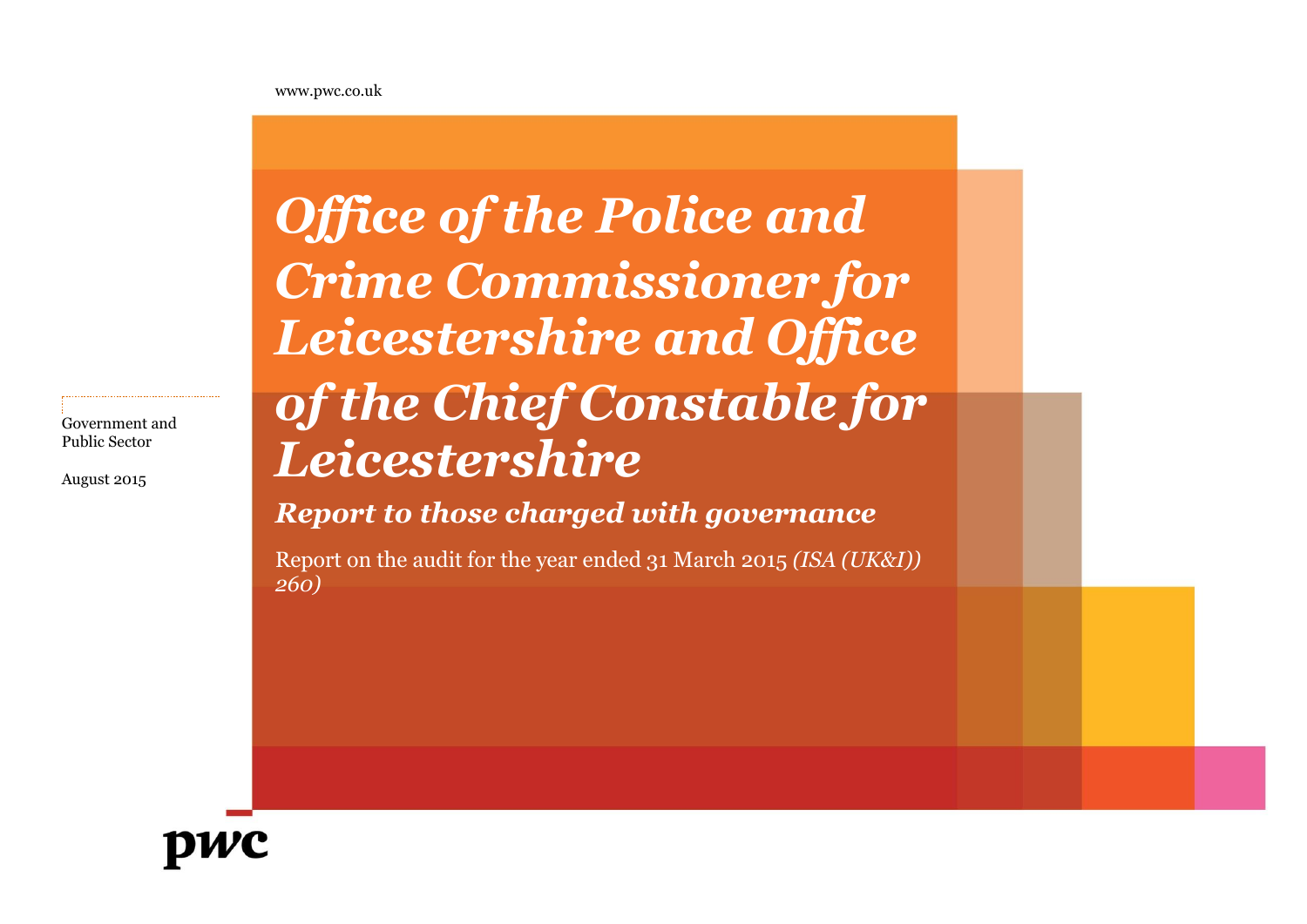www.pwc.co.uk

# *Office of the Police and Crime Commissioner for Leicestershire and Office of the Chief Constable for Leicestershire*

## *Report to those charged with governance*

Report on the audit for the year ended 31 March 2015 *(ISA (UK&I)) 260)*

Government and Public Sector

August 2015

pwc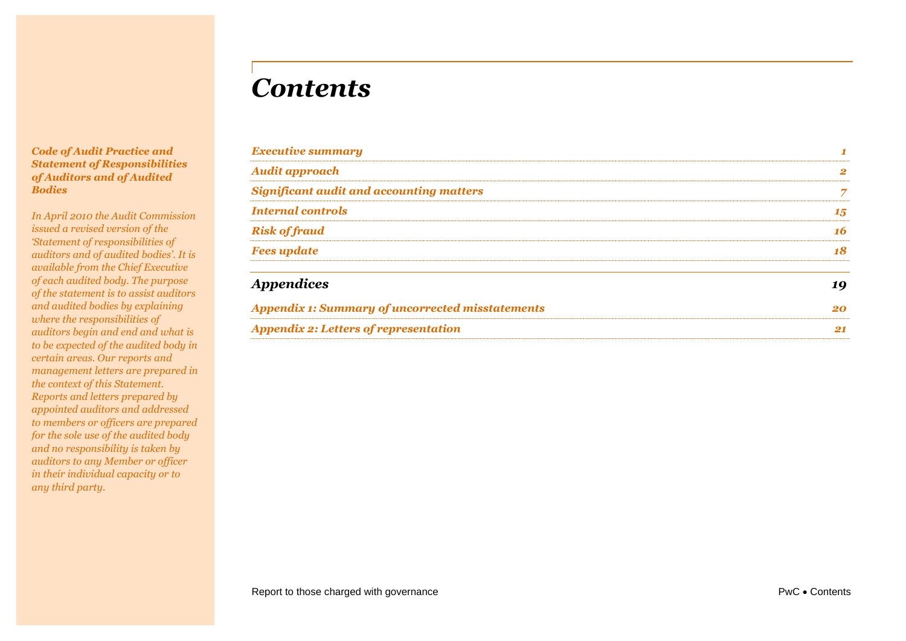# Contents

| | |
|---|---|
| *Executive summary* | *1* |
| *Audit approach* | *2* |
| *Significant audit and accounting matters* | *7* |
| *Internal controls* | *15* |
| *Risk of fraud* | *16* |
| *Fees update* | *18* |
| ***Appendices*** | ***19*** |
| *Appendix 1: Summary of uncorrected misstatements* | *20* |
| *Appendix 2: Letters of representation* | *21* |

***Code of Audit Practice and Statement of Responsibilities of Auditors and of Audited Bodies***

*In April 2010 the Audit Commission issued a revised version of the 'Statement of responsibilities of auditors and of audited bodies'. It is available from the Chief Executive of each audited body. The purpose of the statement is to assist auditors and audited bodies by explaining where the responsibilities of auditors begin and end and what is to be expected of the audited body in certain areas. Our reports and management letters are prepared in the context of this Statement. Reports and letters prepared by appointed auditors and addressed to members or officers are prepared for the sole use of the audited body and no responsibility is taken by auditors to any Member or officer in their individual capacity or to any third party.*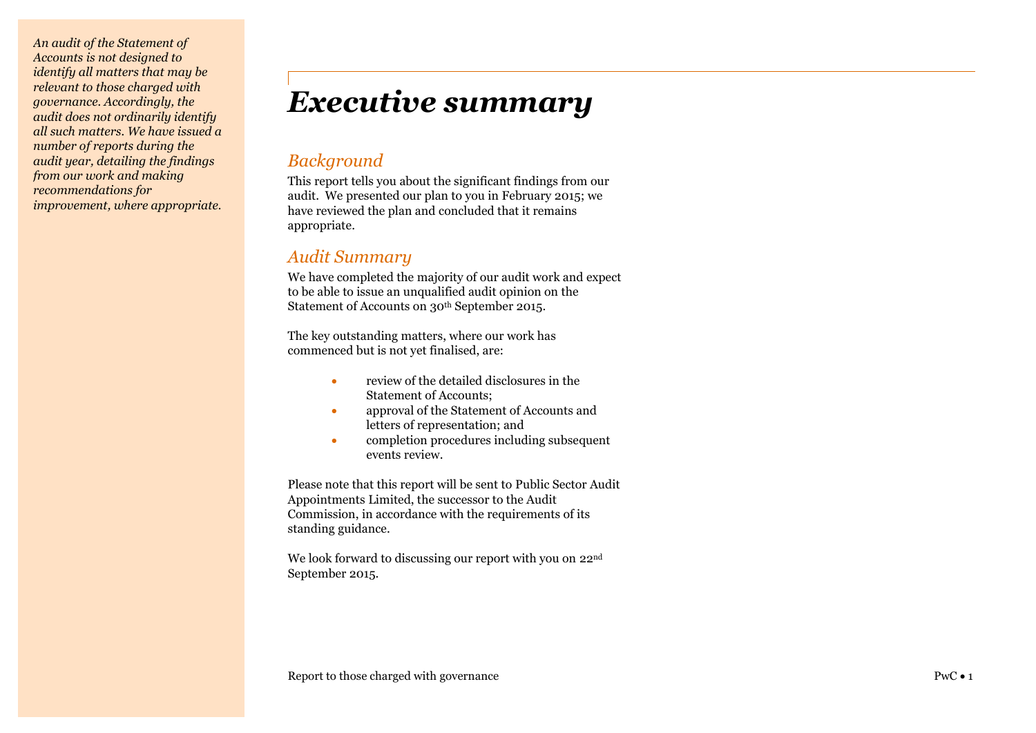*An audit of the Statement of Accounts is not designed to identify all matters that may be relevant to those charged with governance. Accordingly, the audit does not ordinarily identify all such matters. We have issued a number of reports during the audit year, detailing the findings from our work and making recommendations for improvement, where appropriate.*

# Executive summary

## *Background*

This report tells you about the significant findings from our audit. We presented our plan to you in February 2015; we have reviewed the plan and concluded that it remains appropriate.

## *Audit Summary*

We have completed the majority of our audit work and expect to be able to issue an unqualified audit opinion on the Statement of Accounts on 30th September 2015.

The key outstanding matters, where our work has commenced but is not yet finalised, are:

- review of the detailed disclosures in the Statement of Accounts;
- approval of the Statement of Accounts and letters of representation; and
- completion procedures including subsequent events review.

Please note that this report will be sent to Public Sector Audit Appointments Limited, the successor to the Audit Commission, in accordance with the requirements of its standing guidance.

We look forward to discussing our report with you on 22nd September 2015.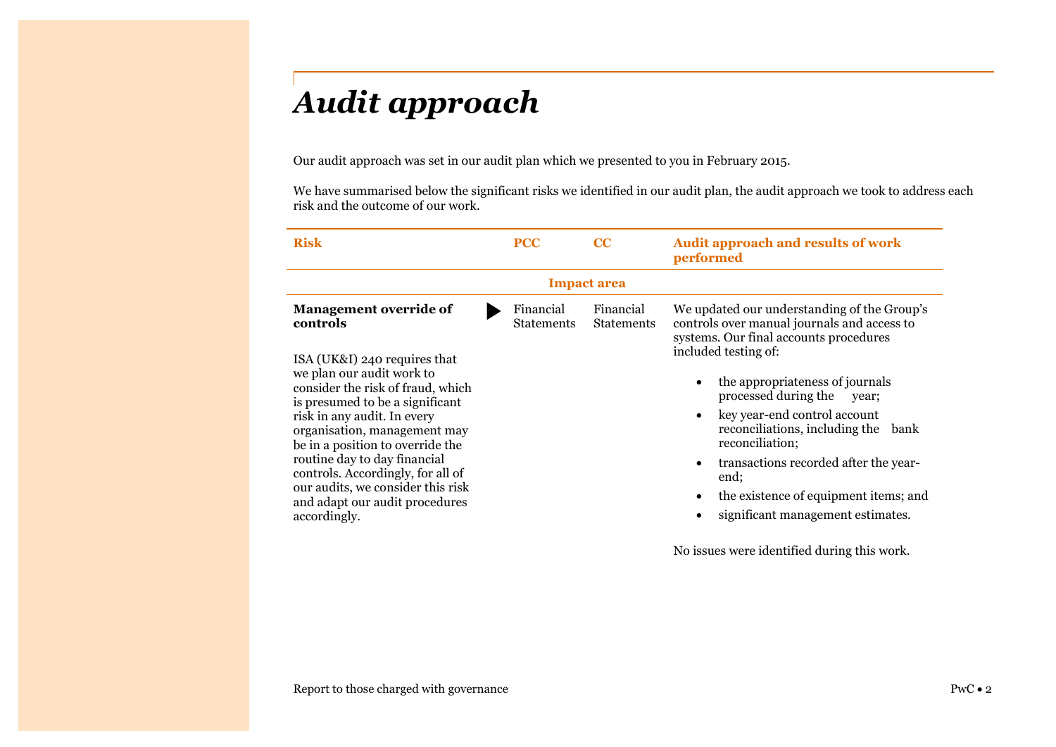# *Audit approach*

Our audit approach was set in our audit plan which we presented to you in February 2015.

We have summarised below the significant risks we identified in our audit plan, the audit approach we took to address each risk and the outcome of our work.

| Risk | PCC | CC | Audit approach and results of work performed |
|---|---|---|---|
| | Impact area | | |
| **Management override of controls**<br><br>ISA (UK&I) 240 requires that we plan our audit work to consider the risk of fraud, which is presumed to be a significant risk in any audit. In every organisation, management may be in a position to override the routine day to day financial controls. Accordingly, for all of our audits, we consider this risk and adapt our audit procedures accordingly. | Financial Statements | Financial Statements | We updated our understanding of the Group's controls over manual journals and access to systems. Our final accounts procedures included testing of:<br><br>• the appropriateness of journals processed during the year;<br>• key year-end control account reconciliations, including the bank reconciliation;<br>• transactions recorded after the year-end;<br>• the existence of equipment items; and<br>• significant management estimates.<br><br>No issues were identified during this work. |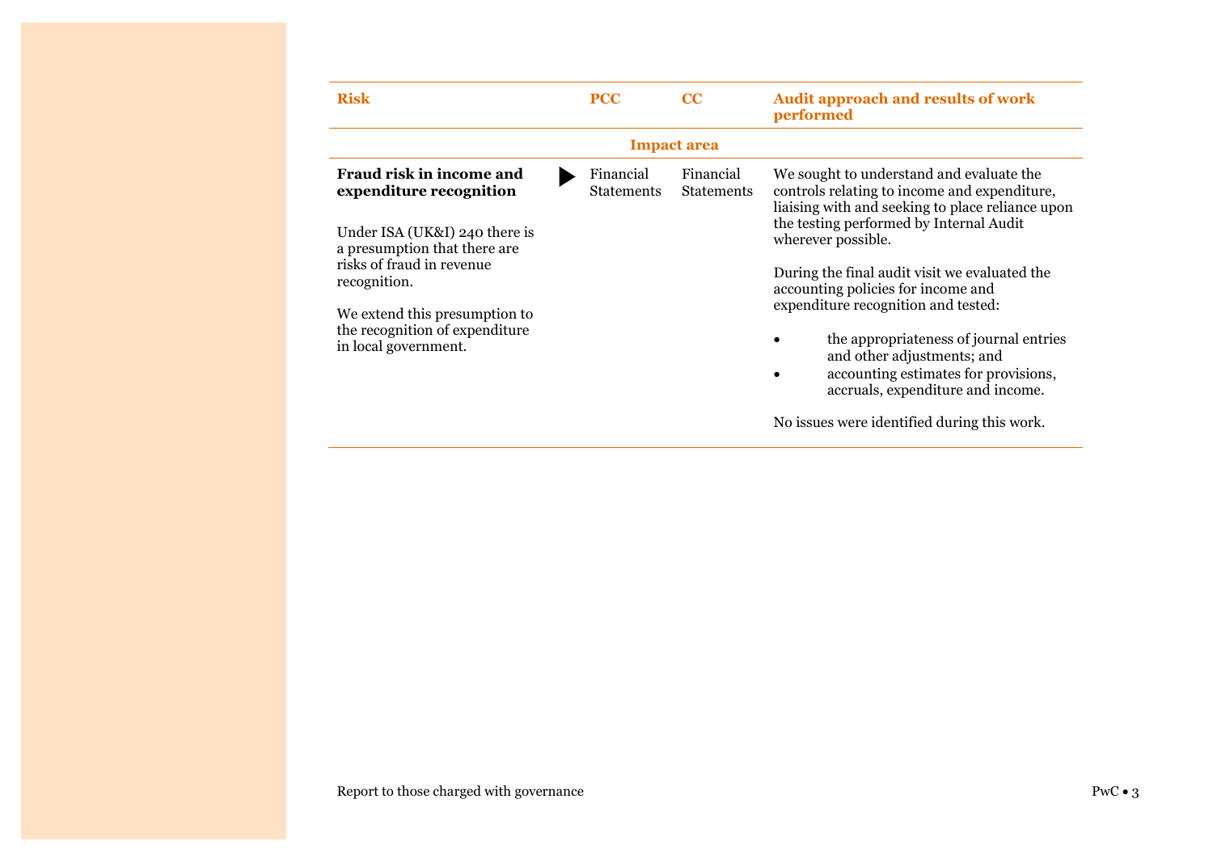| Risk | PCC | CC | Audit approach and results of work performed |
|---|---|---|---|
| | Impact area | | |
| **Fraud risk in income and expenditure recognition**<br><br>Under ISA (UK&I) 240 there is a presumption that there are risks of fraud in revenue recognition.<br><br>We extend this presumption to the recognition of expenditure in local government. | Financial Statements | Financial Statements | We sought to understand and evaluate the controls relating to income and expenditure, liaising with and seeking to place reliance upon the testing performed by Internal Audit wherever possible.<br><br>During the final audit visit we evaluated the accounting policies for income and expenditure recognition and tested:<br><br>• the appropriateness of journal entries and other adjustments; and<br>• accounting estimates for provisions, accruals, expenditure and income.<br><br>No issues were identified during this work. |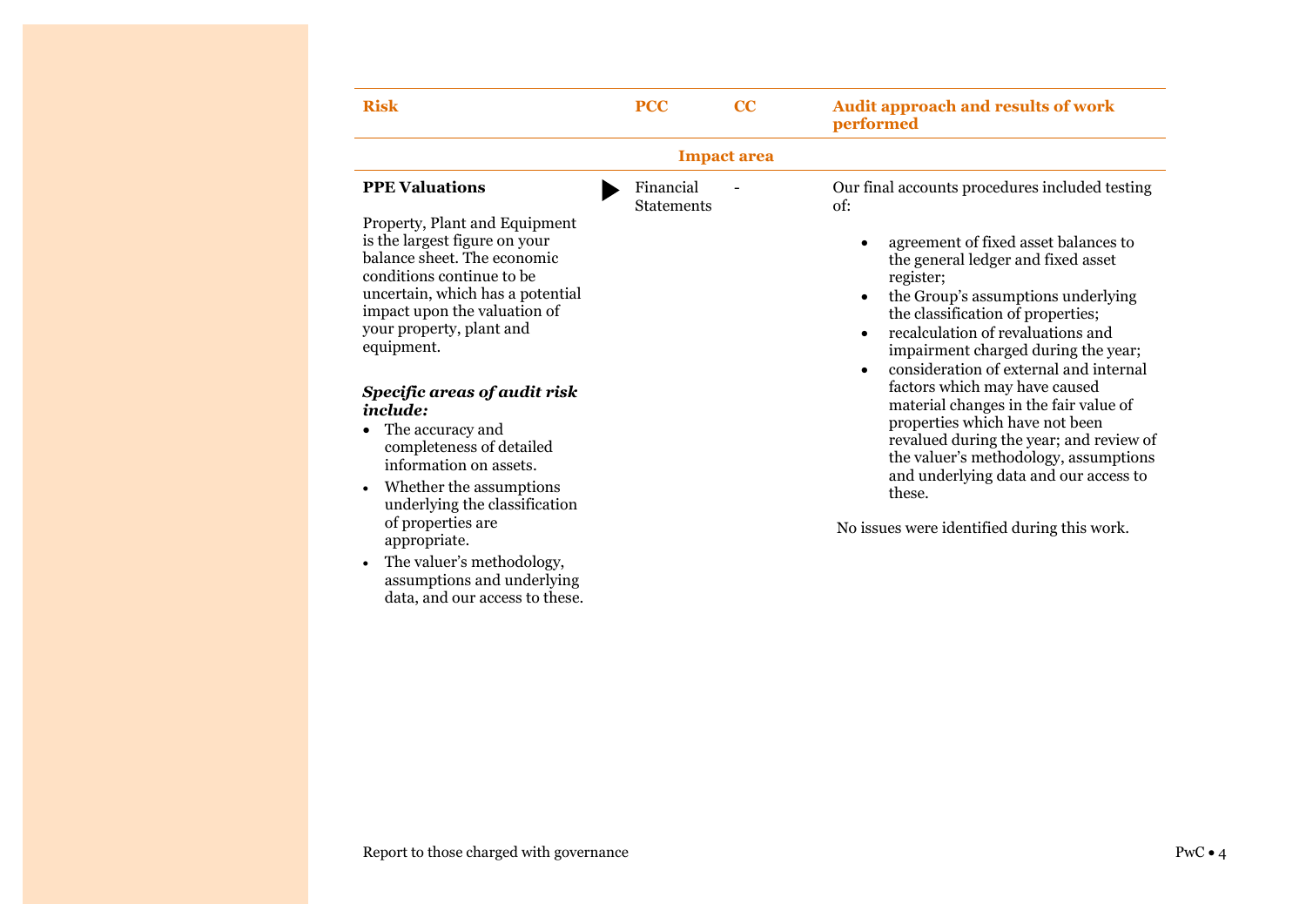| Risk | PCC | CC | Audit approach and results of work performed |
|---|---|---|---|
| | Impact area | | |
| **PPE Valuations**<br><br>Property, Plant and Equipment is the largest figure on your balance sheet. The economic conditions continue to be uncertain, which has a potential impact upon the valuation of your property, plant and equipment.<br><br>***Specific areas of audit risk include:***<br>• The accuracy and completeness of detailed information on assets.<br>• Whether the assumptions underlying the classification of properties are appropriate.<br>• The valuer's methodology, assumptions and underlying data, and our access to these. | ▶ Financial Statements | - | Our final accounts procedures included testing of:<br><br>• agreement of fixed asset balances to the general ledger and fixed asset register;<br>• the Group's assumptions underlying the classification of properties;<br>• recalculation of revaluations and impairment charged during the year;<br>• consideration of external and internal factors which may have caused material changes in the fair value of properties which have not been revalued during the year; and review of the valuer's methodology, assumptions and underlying data and our access to these.<br><br>No issues were identified during this work. |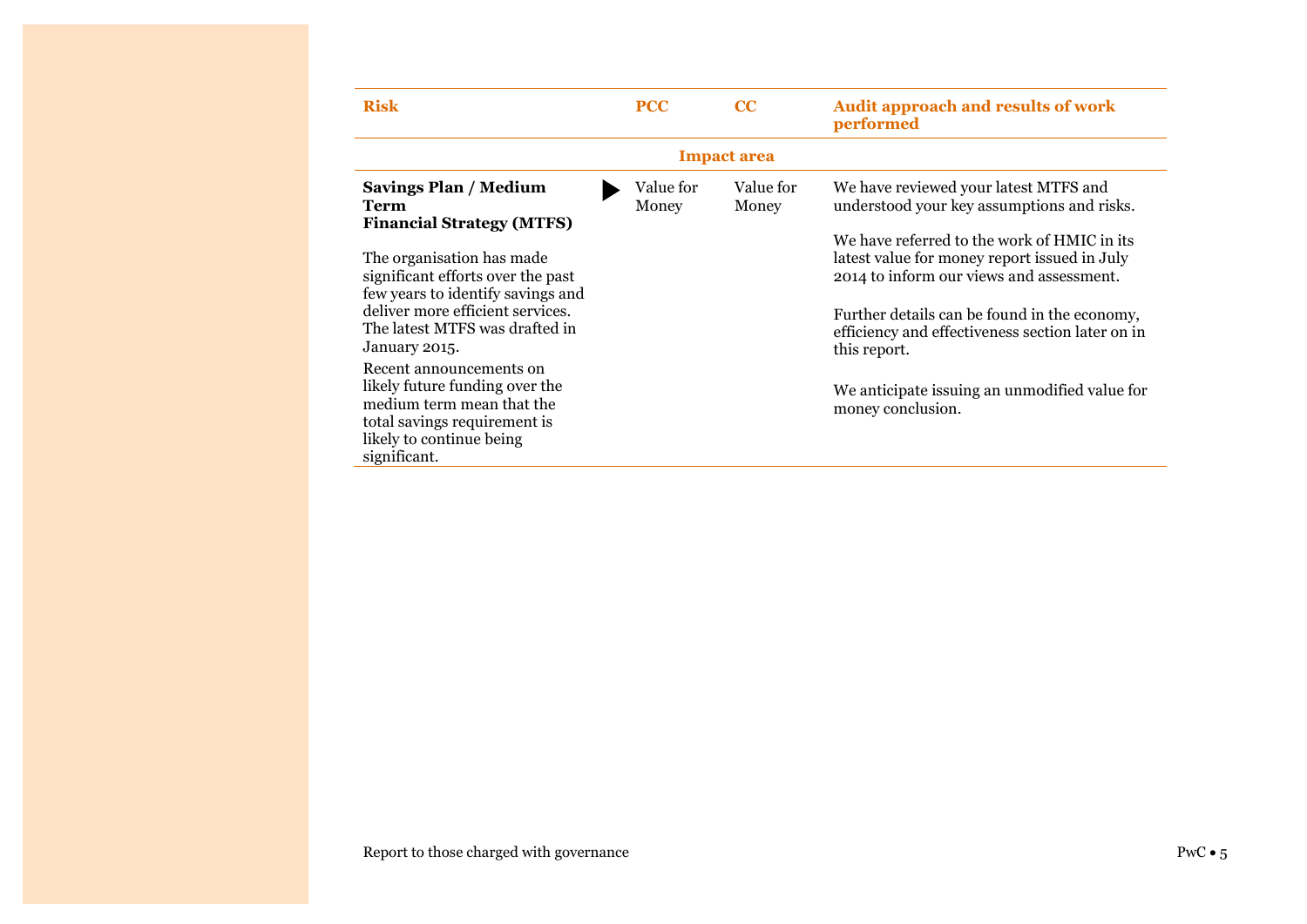| Risk | PCC | CC | Audit approach and results of work performed |
|---|---|---|---|
| | Impact area | | |
| **Savings Plan / Medium Term Financial Strategy (MTFS)**<br><br>The organisation has made significant efforts over the past few years to identify savings and deliver more efficient services. The latest MTFS was drafted in January 2015.<br><br>Recent announcements on likely future funding over the medium term mean that the total savings requirement is likely to continue being significant. | ▶ Value for Money | Value for Money | We have reviewed your latest MTFS and understood your key assumptions and risks.<br><br>We have referred to the work of HMIC in its latest value for money report issued in July 2014 to inform our views and assessment.<br><br>Further details can be found in the economy, efficiency and effectiveness section later on in this report.<br><br>We anticipate issuing an unmodified value for money conclusion. |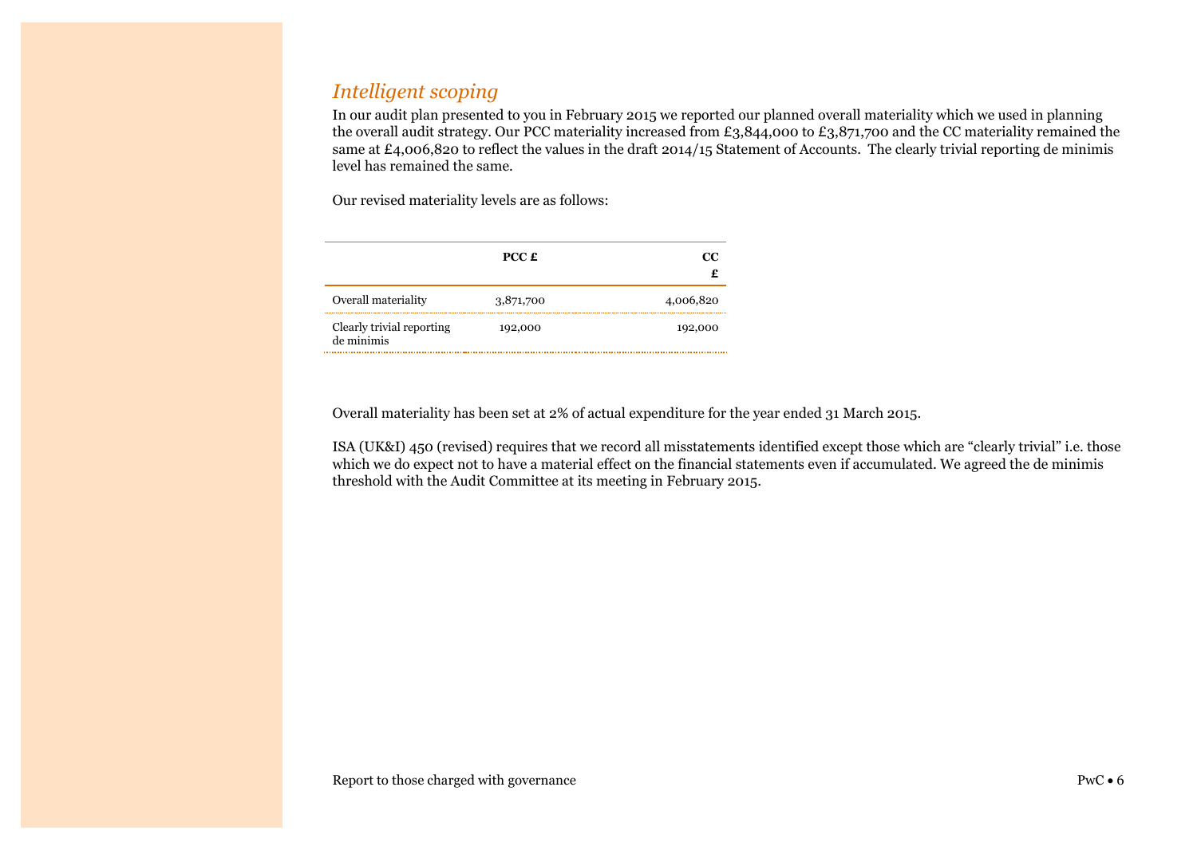## *Intelligent scoping*

In our audit plan presented to you in February 2015 we reported our planned overall materiality which we used in planning the overall audit strategy. Our PCC materiality increased from £3,844,000 to £3,871,700 and the CC materiality remained the same at £4,006,820 to reflect the values in the draft 2014/15 Statement of Accounts. The clearly trivial reporting de minimis level has remained the same.

Our revised materiality levels are as follows:

| | **PCC £** | **CC £** |
|---|---|---|
| Overall materiality | 3,871,700 | 4,006,820 |
| Clearly trivial reporting de minimis | 192,000 | 192,000 |

Overall materiality has been set at 2% of actual expenditure for the year ended 31 March 2015.

ISA (UK&I) 450 (revised) requires that we record all misstatements identified except those which are "clearly trivial" i.e. those which we do expect not to have a material effect on the financial statements even if accumulated. We agreed the de minimis threshold with the Audit Committee at its meeting in February 2015.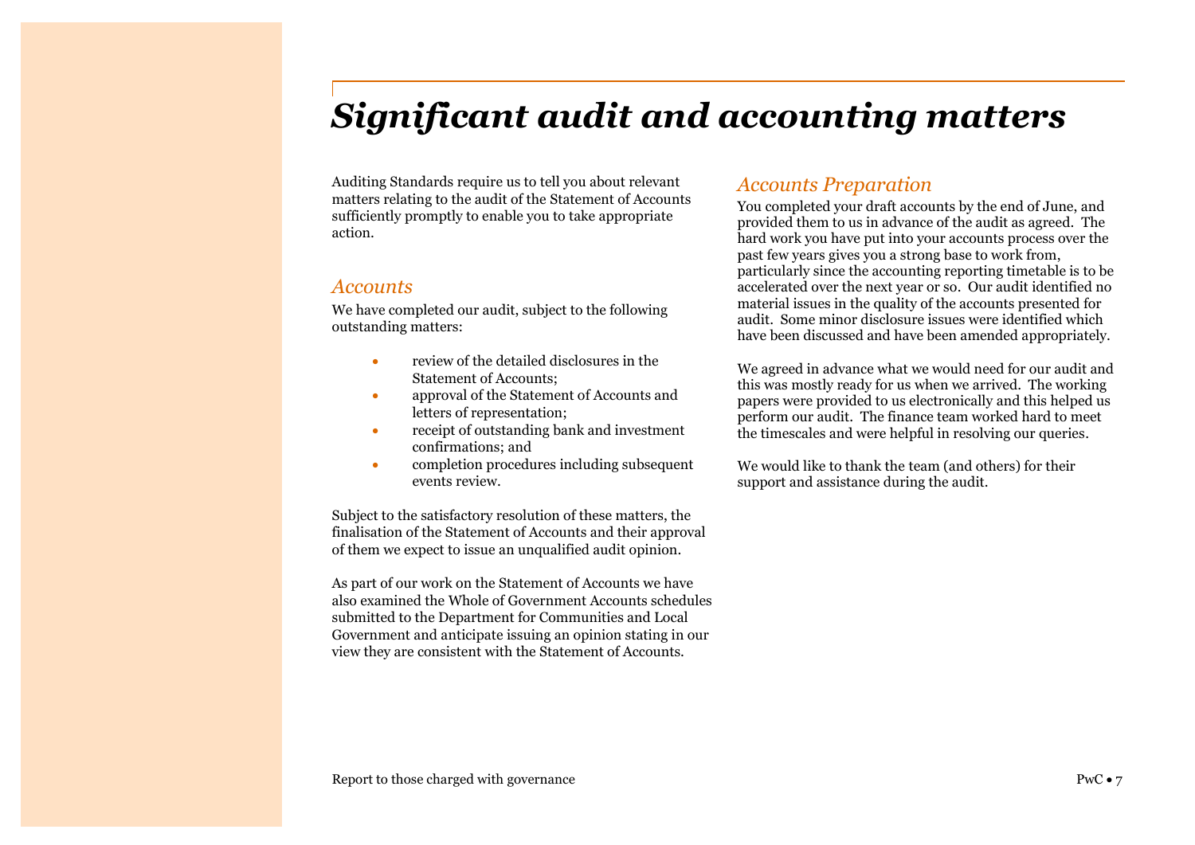# *Significant audit and accounting matters*

Auditing Standards require us to tell you about relevant matters relating to the audit of the Statement of Accounts sufficiently promptly to enable you to take appropriate action.

## *Accounts*

We have completed our audit, subject to the following outstanding matters:

- review of the detailed disclosures in the Statement of Accounts;
- approval of the Statement of Accounts and letters of representation;
- receipt of outstanding bank and investment confirmations; and
- completion procedures including subsequent events review.

Subject to the satisfactory resolution of these matters, the finalisation of the Statement of Accounts and their approval of them we expect to issue an unqualified audit opinion.

As part of our work on the Statement of Accounts we have also examined the Whole of Government Accounts schedules submitted to the Department for Communities and Local Government and anticipate issuing an opinion stating in our view they are consistent with the Statement of Accounts.

## *Accounts Preparation*

You completed your draft accounts by the end of June, and provided them to us in advance of the audit as agreed. The hard work you have put into your accounts process over the past few years gives you a strong base to work from, particularly since the accounting reporting timetable is to be accelerated over the next year or so. Our audit identified no material issues in the quality of the accounts presented for audit. Some minor disclosure issues were identified which have been discussed and have been amended appropriately.

We agreed in advance what we would need for our audit and this was mostly ready for us when we arrived. The working papers were provided to us electronically and this helped us perform our audit. The finance team worked hard to meet the timescales and were helpful in resolving our queries.

We would like to thank the team (and others) for their support and assistance during the audit.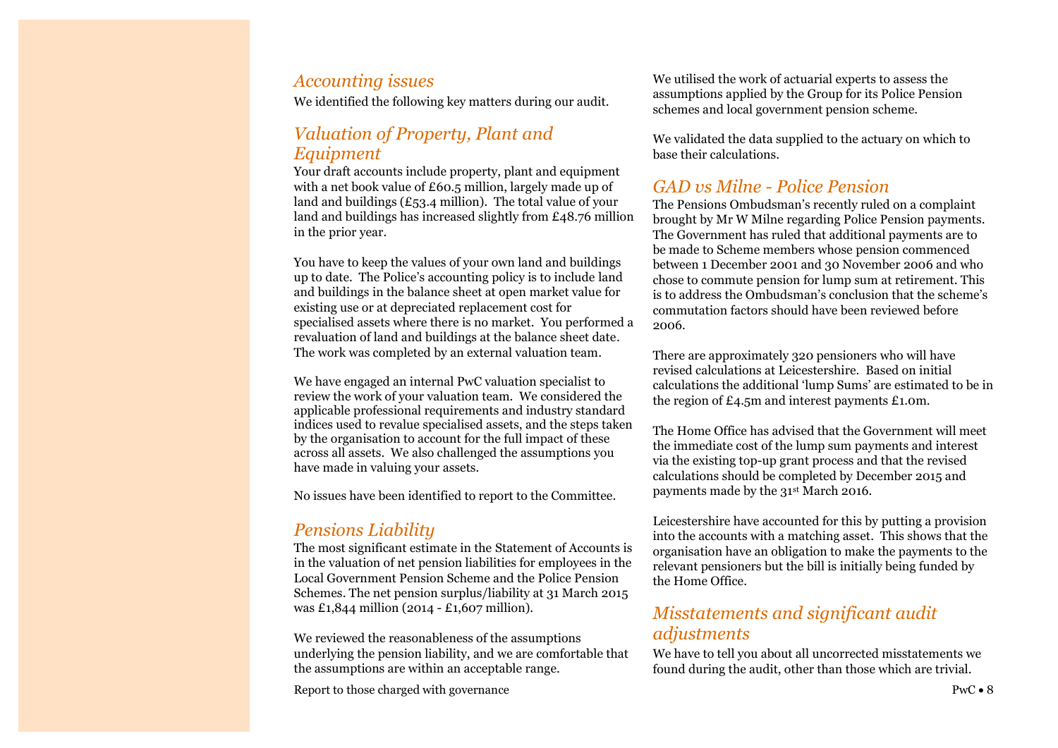## Accounting issues

We identified the following key matters during our audit.

## Valuation of Property, Plant and Equipment

Your draft accounts include property, plant and equipment with a net book value of £60.5 million, largely made up of land and buildings (£53.4 million). The total value of your land and buildings has increased slightly from £48.76 million in the prior year.

You have to keep the values of your own land and buildings up to date. The Police's accounting policy is to include land and buildings in the balance sheet at open market value for existing use or at depreciated replacement cost for specialised assets where there is no market. You performed a revaluation of land and buildings at the balance sheet date. The work was completed by an external valuation team.

We have engaged an internal PwC valuation specialist to review the work of your valuation team. We considered the applicable professional requirements and industry standard indices used to revalue specialised assets, and the steps taken by the organisation to account for the full impact of these across all assets. We also challenged the assumptions you have made in valuing your assets.

No issues have been identified to report to the Committee.

## Pensions Liability

The most significant estimate in the Statement of Accounts is in the valuation of net pension liabilities for employees in the Local Government Pension Scheme and the Police Pension Schemes. The net pension surplus/liability at 31 March 2015 was £1,844 million (2014 - £1,607 million).

We reviewed the reasonableness of the assumptions underlying the pension liability, and we are comfortable that the assumptions are within an acceptable range.

We utilised the work of actuarial experts to assess the assumptions applied by the Group for its Police Pension schemes and local government pension scheme.

We validated the data supplied to the actuary on which to base their calculations.

## GAD vs Milne - Police Pension

The Pensions Ombudsman's recently ruled on a complaint brought by Mr W Milne regarding Police Pension payments. The Government has ruled that additional payments are to be made to Scheme members whose pension commenced between 1 December 2001 and 30 November 2006 and who chose to commute pension for lump sum at retirement. This is to address the Ombudsman's conclusion that the scheme's commutation factors should have been reviewed before 2006.

There are approximately 320 pensioners who will have revised calculations at Leicestershire. Based on initial calculations the additional 'lump Sums' are estimated to be in the region of £4.5m and interest payments £1.0m.

The Home Office has advised that the Government will meet the immediate cost of the lump sum payments and interest via the existing top-up grant process and that the revised calculations should be completed by December 2015 and payments made by the 31st March 2016.

Leicestershire have accounted for this by putting a provision into the accounts with a matching asset. This shows that the organisation have an obligation to make the payments to the relevant pensioners but the bill is initially being funded by the Home Office.

## Misstatements and significant audit adjustments

We have to tell you about all uncorrected misstatements we found during the audit, other than those which are trivial.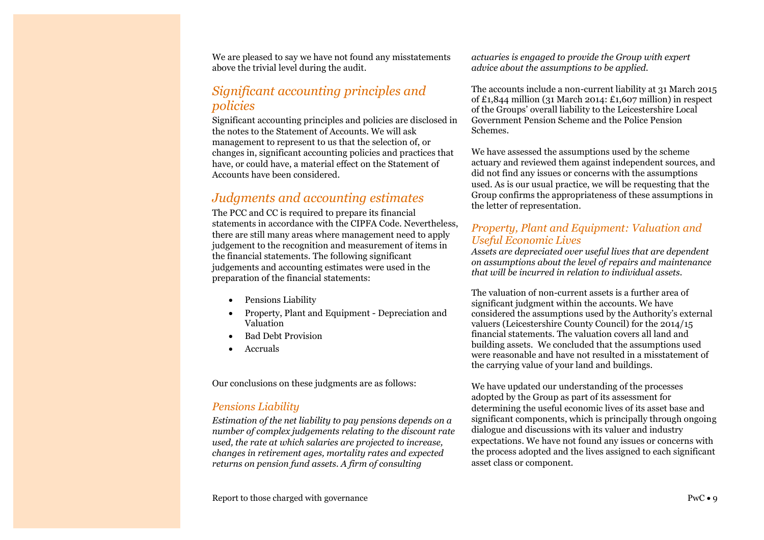We are pleased to say we have not found any misstatements above the trivial level during the audit.

## *Significant accounting principles and policies*

Significant accounting principles and policies are disclosed in the notes to the Statement of Accounts. We will ask management to represent to us that the selection of, or changes in, significant accounting policies and practices that have, or could have, a material effect on the Statement of Accounts have been considered.

## *Judgments and accounting estimates*

The PCC and CC is required to prepare its financial statements in accordance with the CIPFA Code. Nevertheless, there are still many areas where management need to apply judgement to the recognition and measurement of items in the financial statements. The following significant judgements and accounting estimates were used in the preparation of the financial statements:

- Pensions Liability
- Property, Plant and Equipment - Depreciation and Valuation
- Bad Debt Provision
- Accruals

Our conclusions on these judgments are as follows:

### *Pensions Liability*

*Estimation of the net liability to pay pensions depends on a number of complex judgements relating to the discount rate used, the rate at which salaries are projected to increase, changes in retirement ages, mortality rates and expected returns on pension fund assets. A firm of consulting actuaries is engaged to provide the Group with expert advice about the assumptions to be applied.*

The accounts include a non-current liability at 31 March 2015 of £1,844 million (31 March 2014: £1,607 million) in respect of the Groups' overall liability to the Leicestershire Local Government Pension Scheme and the Police Pension Schemes.

We have assessed the assumptions used by the scheme actuary and reviewed them against independent sources, and did not find any issues or concerns with the assumptions used. As is our usual practice, we will be requesting that the Group confirms the appropriateness of these assumptions in the letter of representation.

### *Property, Plant and Equipment: Valuation and Useful Economic Lives*

*Assets are depreciated over useful lives that are dependent on assumptions about the level of repairs and maintenance that will be incurred in relation to individual assets.*

The valuation of non-current assets is a further area of significant judgment within the accounts. We have considered the assumptions used by the Authority's external valuers (Leicestershire County Council) for the 2014/15 financial statements. The valuation covers all land and building assets. We concluded that the assumptions used were reasonable and have not resulted in a misstatement of the carrying value of your land and buildings.

We have updated our understanding of the processes adopted by the Group as part of its assessment for determining the useful economic lives of its asset base and significant components, which is principally through ongoing dialogue and discussions with its valuer and industry expectations. We have not found any issues or concerns with the process adopted and the lives assigned to each significant asset class or component.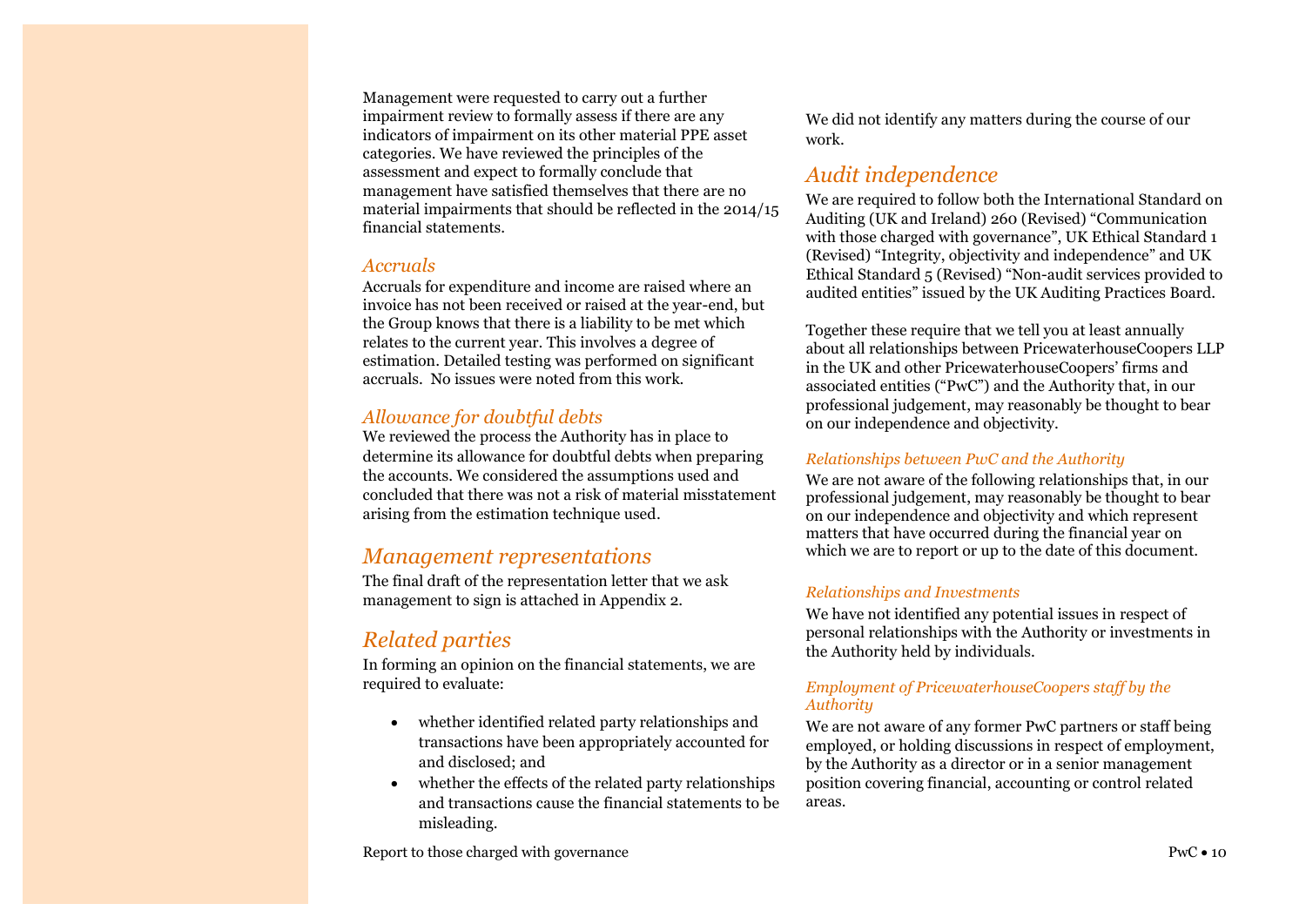Management were requested to carry out a further impairment review to formally assess if there are any indicators of impairment on its other material PPE asset categories. We have reviewed the principles of the assessment and expect to formally conclude that management have satisfied themselves that there are no material impairments that should be reflected in the 2014/15 financial statements.

### *Accruals*

Accruals for expenditure and income are raised where an invoice has not been received or raised at the year-end, but the Group knows that there is a liability to be met which relates to the current year. This involves a degree of estimation. Detailed testing was performed on significant accruals. No issues were noted from this work.

### *Allowance for doubtful debts*

We reviewed the process the Authority has in place to determine its allowance for doubtful debts when preparing the accounts. We considered the assumptions used and concluded that there was not a risk of material misstatement arising from the estimation technique used.

## *Management representations*

The final draft of the representation letter that we ask management to sign is attached in Appendix 2.

## *Related parties*

In forming an opinion on the financial statements, we are required to evaluate:

- whether identified related party relationships and transactions have been appropriately accounted for and disclosed; and
- whether the effects of the related party relationships and transactions cause the financial statements to be misleading.

We did not identify any matters during the course of our work.

## *Audit independence*

We are required to follow both the International Standard on Auditing (UK and Ireland) 260 (Revised) "Communication with those charged with governance", UK Ethical Standard 1 (Revised) "Integrity, objectivity and independence" and UK Ethical Standard 5 (Revised) "Non-audit services provided to audited entities" issued by the UK Auditing Practices Board.

Together these require that we tell you at least annually about all relationships between PricewaterhouseCoopers LLP in the UK and other PricewaterhouseCoopers' firms and associated entities ("PwC") and the Authority that, in our professional judgement, may reasonably be thought to bear on our independence and objectivity.

#### *Relationships between PwC and the Authority*

We are not aware of the following relationships that, in our professional judgement, may reasonably be thought to bear on our independence and objectivity and which represent matters that have occurred during the financial year on which we are to report or up to the date of this document.

#### *Relationships and Investments*

We have not identified any potential issues in respect of personal relationships with the Authority or investments in the Authority held by individuals.

#### *Employment of PricewaterhouseCoopers staff by the Authority*

We are not aware of any former PwC partners or staff being employed, or holding discussions in respect of employment, by the Authority as a director or in a senior management position covering financial, accounting or control related areas.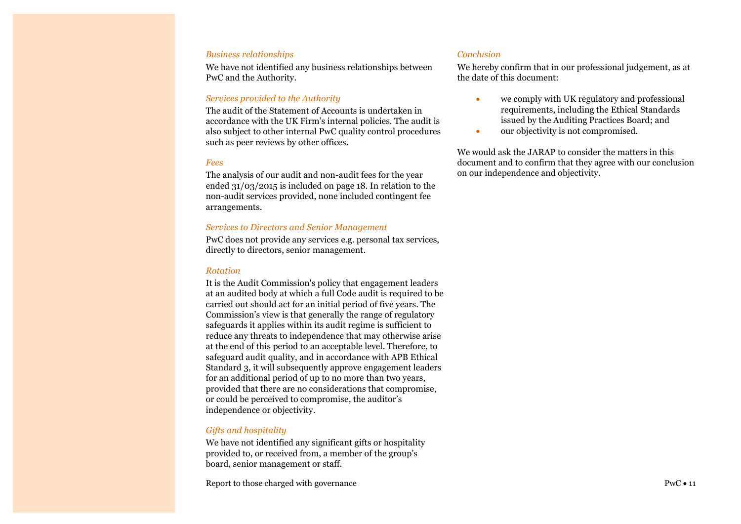*Business relationships*

We have not identified any business relationships between PwC and the Authority.

*Services provided to the Authority*

The audit of the Statement of Accounts is undertaken in accordance with the UK Firm's internal policies. The audit is also subject to other internal PwC quality control procedures such as peer reviews by other offices.

*Fees*

The analysis of our audit and non-audit fees for the year ended 31/03/2015 is included on page 18. In relation to the non-audit services provided, none included contingent fee arrangements.

*Services to Directors and Senior Management*

PwC does not provide any services e.g. personal tax services, directly to directors, senior management.

*Rotation*

It is the Audit Commission's policy that engagement leaders at an audited body at which a full Code audit is required to be carried out should act for an initial period of five years. The Commission's view is that generally the range of regulatory safeguards it applies within its audit regime is sufficient to reduce any threats to independence that may otherwise arise at the end of this period to an acceptable level. Therefore, to safeguard audit quality, and in accordance with APB Ethical Standard 3, it will subsequently approve engagement leaders for an additional period of up to no more than two years, provided that there are no considerations that compromise, or could be perceived to compromise, the auditor's independence or objectivity.

*Gifts and hospitality*

We have not identified any significant gifts or hospitality provided to, or received from, a member of the group's board, senior management or staff.

*Conclusion*

We hereby confirm that in our professional judgement, as at the date of this document:

- we comply with UK regulatory and professional requirements, including the Ethical Standards issued by the Auditing Practices Board; and
- our objectivity is not compromised.

We would ask the JARAP to consider the matters in this document and to confirm that they agree with our conclusion on our independence and objectivity.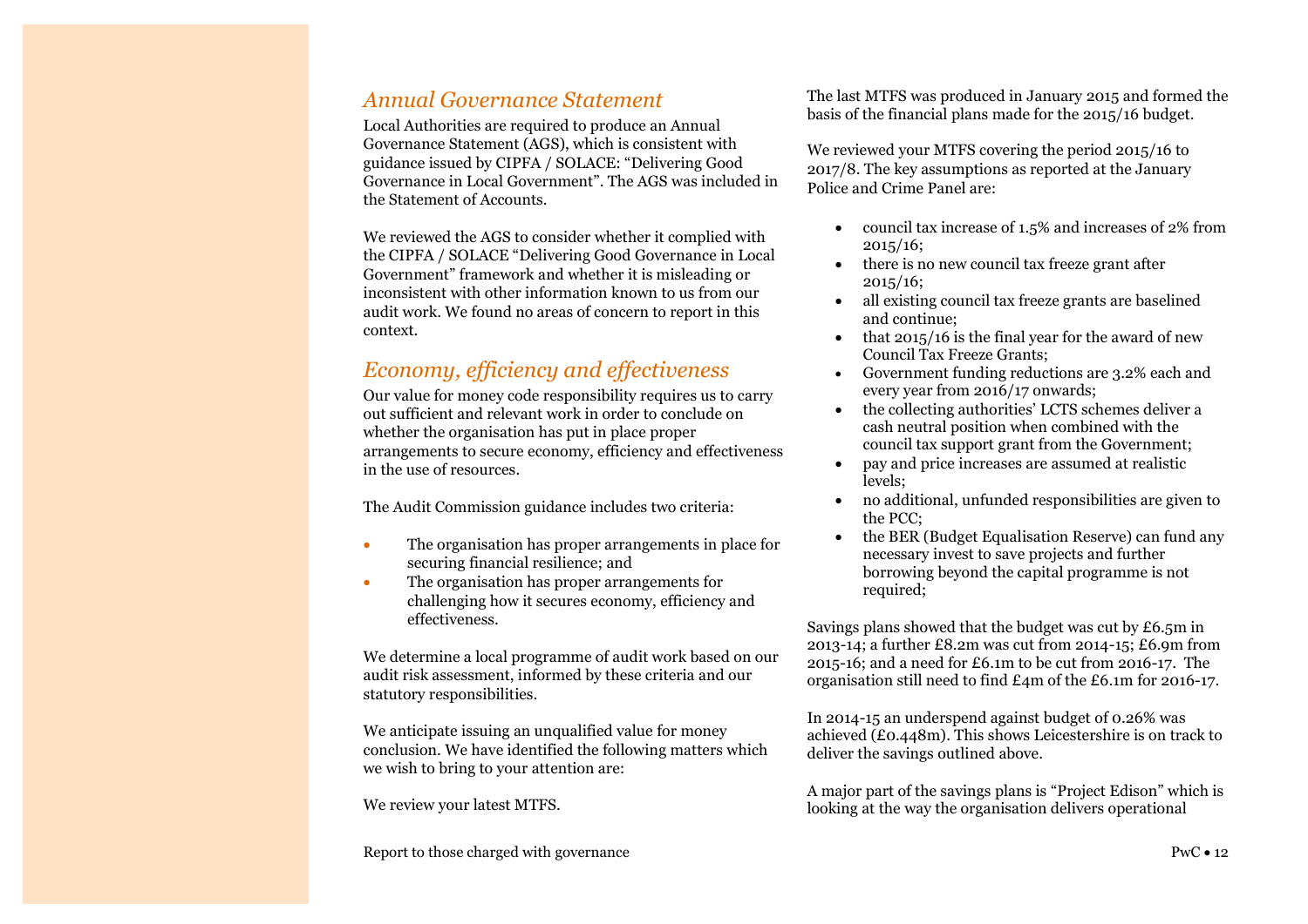## *Annual Governance Statement*

Local Authorities are required to produce an Annual Governance Statement (AGS), which is consistent with guidance issued by CIPFA / SOLACE: "Delivering Good Governance in Local Government". The AGS was included in the Statement of Accounts.

We reviewed the AGS to consider whether it complied with the CIPFA / SOLACE "Delivering Good Governance in Local Government" framework and whether it is misleading or inconsistent with other information known to us from our audit work. We found no areas of concern to report in this context.

## *Economy, efficiency and effectiveness*

Our value for money code responsibility requires us to carry out sufficient and relevant work in order to conclude on whether the organisation has put in place proper arrangements to secure economy, efficiency and effectiveness in the use of resources.

The Audit Commission guidance includes two criteria:

- The organisation has proper arrangements in place for securing financial resilience; and
- The organisation has proper arrangements for challenging how it secures economy, efficiency and effectiveness.

We determine a local programme of audit work based on our audit risk assessment, informed by these criteria and our statutory responsibilities.

We anticipate issuing an unqualified value for money conclusion. We have identified the following matters which we wish to bring to your attention are:

We review your latest MTFS.

The last MTFS was produced in January 2015 and formed the basis of the financial plans made for the 2015/16 budget.

We reviewed your MTFS covering the period 2015/16 to 2017/8. The key assumptions as reported at the January Police and Crime Panel are:

- council tax increase of 1.5% and increases of 2% from 2015/16;
- there is no new council tax freeze grant after 2015/16;
- all existing council tax freeze grants are baselined and continue;
- that 2015/16 is the final year for the award of new Council Tax Freeze Grants;
- Government funding reductions are 3.2% each and every year from 2016/17 onwards;
- the collecting authorities' LCTS schemes deliver a cash neutral position when combined with the council tax support grant from the Government;
- pay and price increases are assumed at realistic levels;
- no additional, unfunded responsibilities are given to the PCC;
- the BER (Budget Equalisation Reserve) can fund any necessary invest to save projects and further borrowing beyond the capital programme is not required;

Savings plans showed that the budget was cut by £6.5m in 2013-14; a further £8.2m was cut from 2014-15; £6.9m from 2015-16; and a need for £6.1m to be cut from 2016-17. The organisation still need to find £4m of the £6.1m for 2016-17.

In 2014-15 an underspend against budget of 0.26% was achieved (£0.448m). This shows Leicestershire is on track to deliver the savings outlined above.

A major part of the savings plans is "Project Edison" which is looking at the way the organisation delivers operational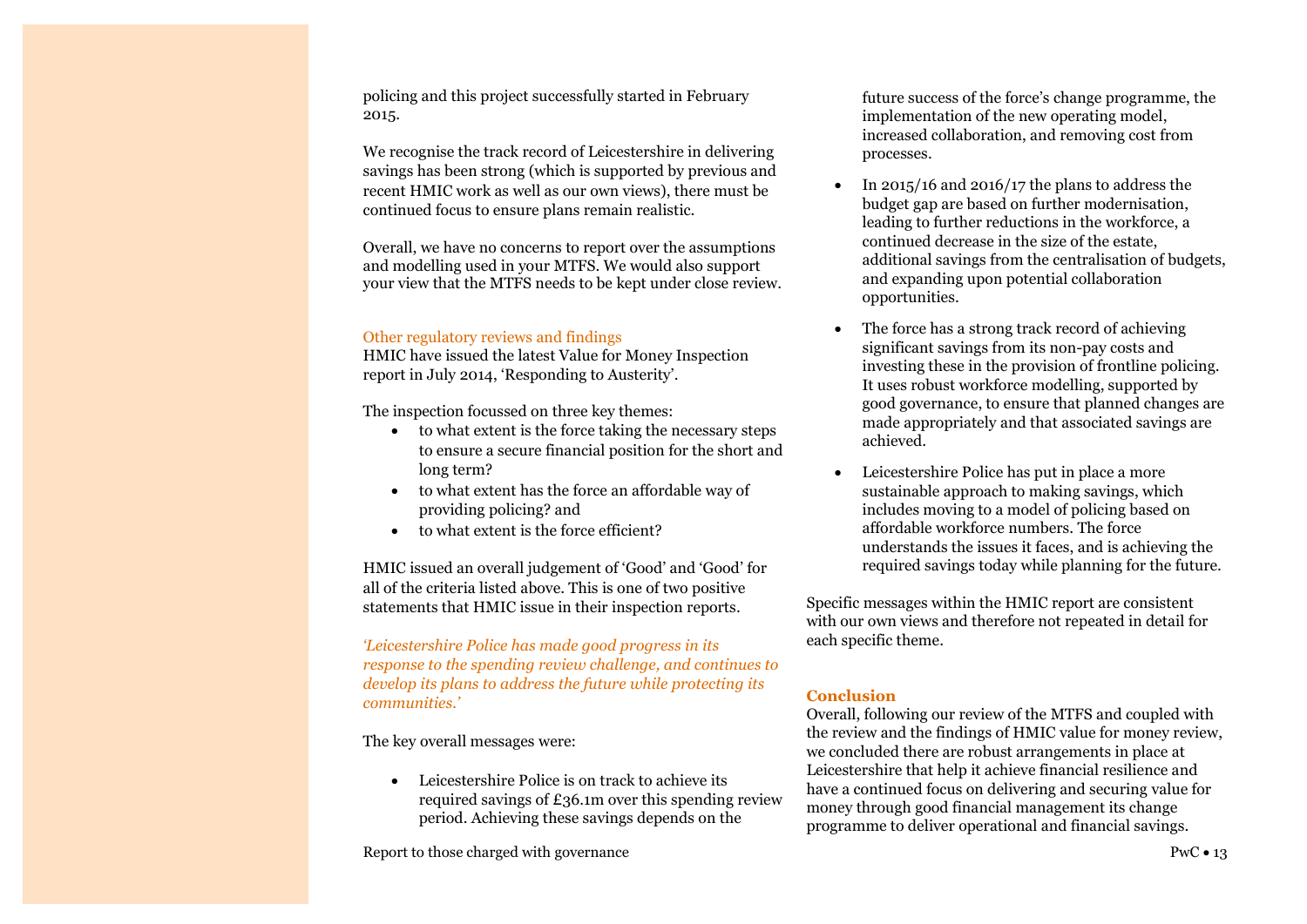policing and this project successfully started in February 2015.

We recognise the track record of Leicestershire in delivering savings has been strong (which is supported by previous and recent HMIC work as well as our own views), there must be continued focus to ensure plans remain realistic.

Overall, we have no concerns to report over the assumptions and modelling used in your MTFS. We would also support your view that the MTFS needs to be kept under close review.

### Other regulatory reviews and findings

HMIC have issued the latest Value for Money Inspection report in July 2014, 'Responding to Austerity'.

The inspection focussed on three key themes:

- to what extent is the force taking the necessary steps to ensure a secure financial position for the short and long term?
- to what extent has the force an affordable way of providing policing? and
- to what extent is the force efficient?

HMIC issued an overall judgement of 'Good' and 'Good' for all of the criteria listed above. This is one of two positive statements that HMIC issue in their inspection reports.

*'Leicestershire Police has made good progress in its response to the spending review challenge, and continues to develop its plans to address the future while protecting its communities.'*

The key overall messages were:

- Leicestershire Police is on track to achieve its required savings of £36.1m over this spending review period. Achieving these savings depends on the future success of the force's change programme, the implementation of the new operating model, increased collaboration, and removing cost from processes.
- In 2015/16 and 2016/17 the plans to address the budget gap are based on further modernisation, leading to further reductions in the workforce, a continued decrease in the size of the estate, additional savings from the centralisation of budgets, and expanding upon potential collaboration opportunities.
- The force has a strong track record of achieving significant savings from its non-pay costs and investing these in the provision of frontline policing. It uses robust workforce modelling, supported by good governance, to ensure that planned changes are made appropriately and that associated savings are achieved.
- Leicestershire Police has put in place a more sustainable approach to making savings, which includes moving to a model of policing based on affordable workforce numbers. The force understands the issues it faces, and is achieving the required savings today while planning for the future.

Specific messages within the HMIC report are consistent with our own views and therefore not repeated in detail for each specific theme.

### Conclusion

Overall, following our review of the MTFS and coupled with the review and the findings of HMIC value for money review, we concluded there are robust arrangements in place at Leicestershire that help it achieve financial resilience and have a continued focus on delivering and securing value for money through good financial management its change programme to deliver operational and financial savings.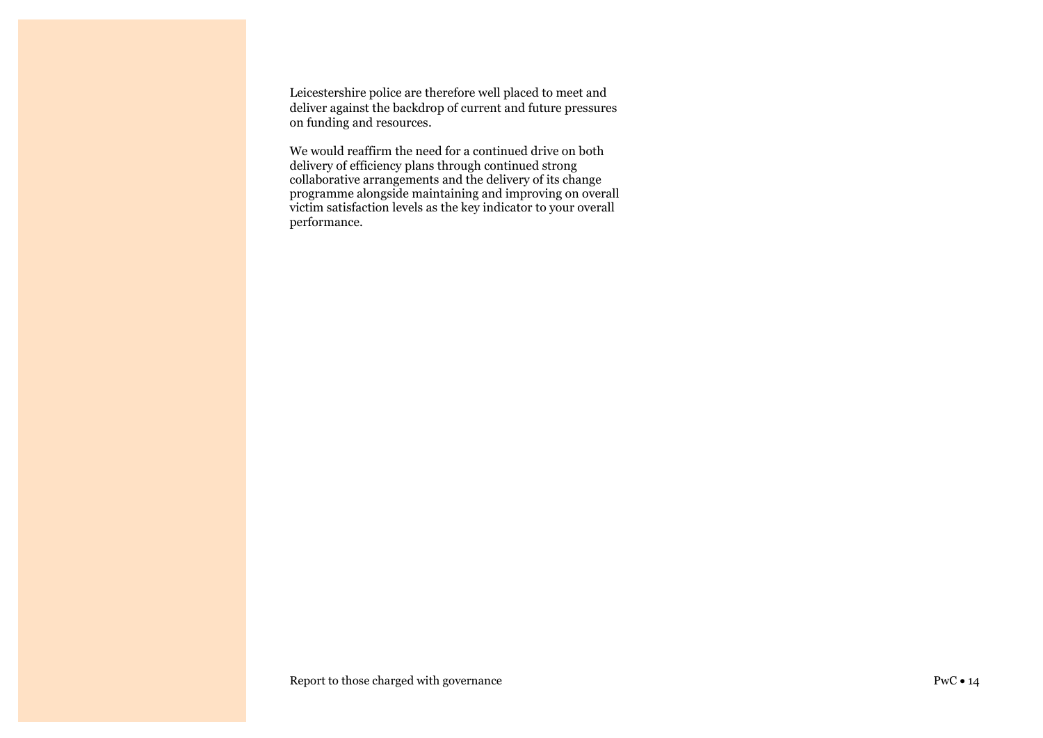Leicestershire police are therefore well placed to meet and deliver against the backdrop of current and future pressures on funding and resources.

We would reaffirm the need for a continued drive on both delivery of efficiency plans through continued strong collaborative arrangements and the delivery of its change programme alongside maintaining and improving on overall victim satisfaction levels as the key indicator to your overall performance.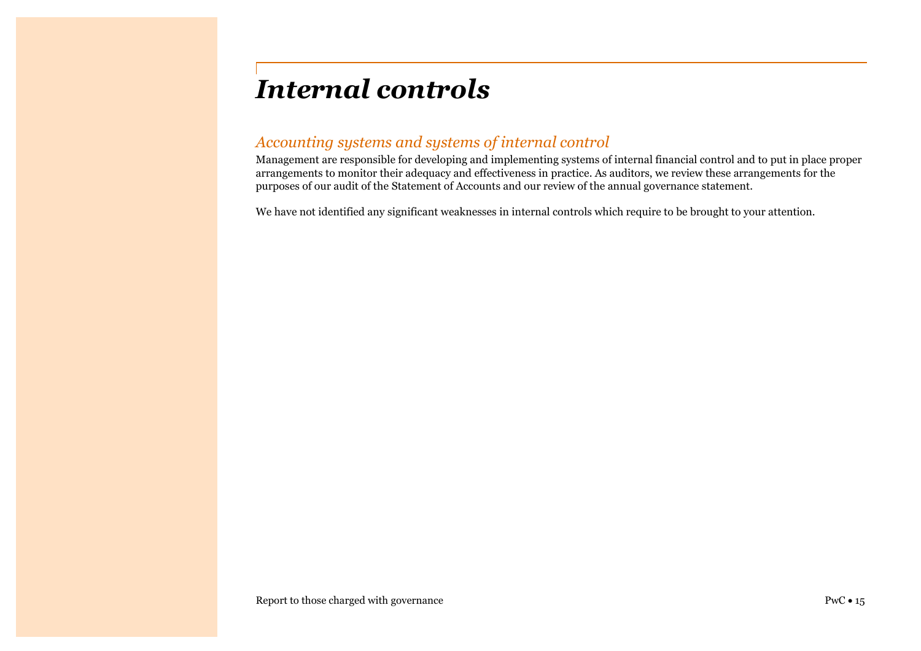# *Internal controls*

## *Accounting systems and systems of internal control*

Management are responsible for developing and implementing systems of internal financial control and to put in place proper arrangements to monitor their adequacy and effectiveness in practice. As auditors, we review these arrangements for the purposes of our audit of the Statement of Accounts and our review of the annual governance statement.

We have not identified any significant weaknesses in internal controls which require to be brought to your attention.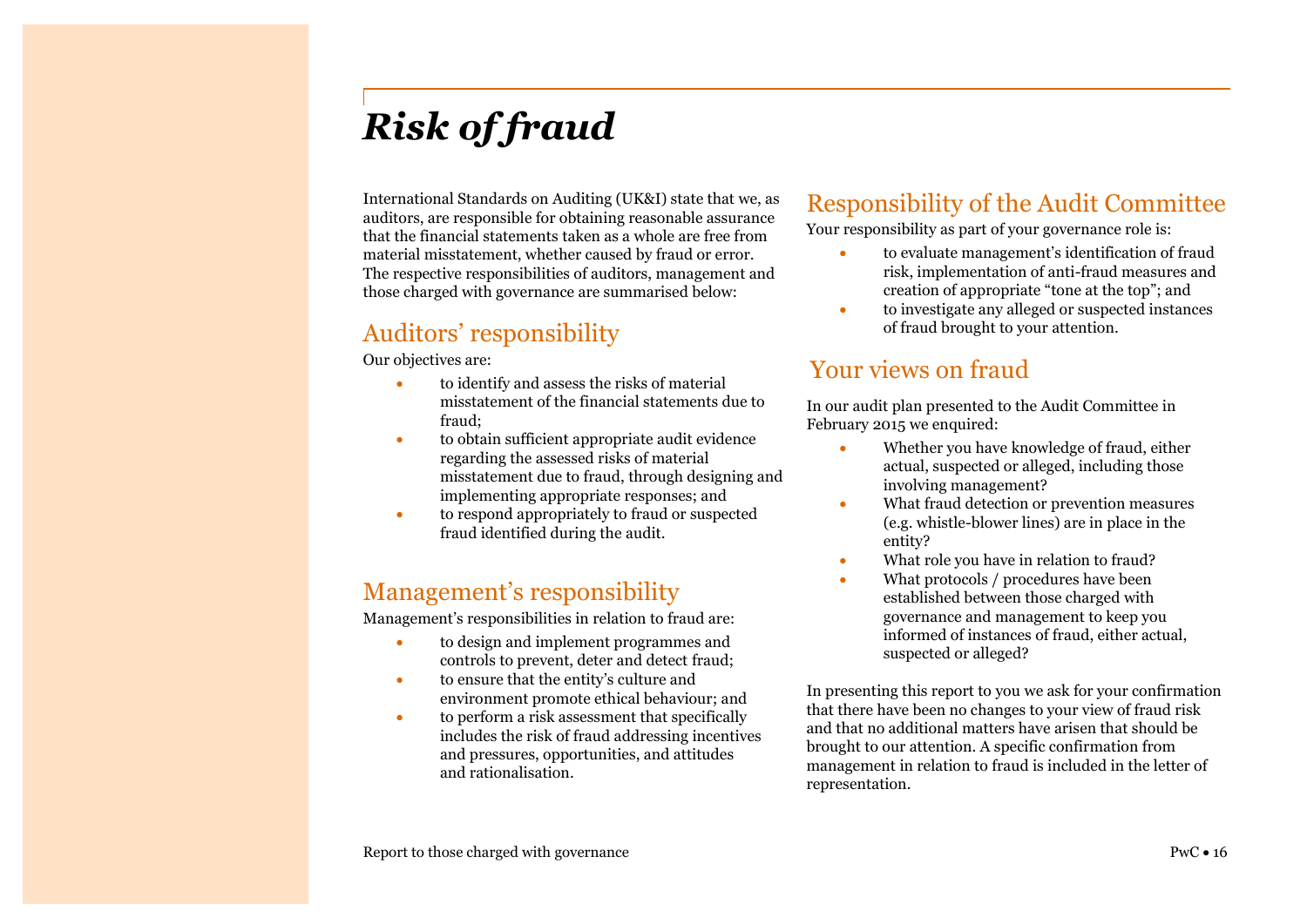# *Risk of fraud*

International Standards on Auditing (UK&I) state that we, as auditors, are responsible for obtaining reasonable assurance that the financial statements taken as a whole are free from material misstatement, whether caused by fraud or error. The respective responsibilities of auditors, management and those charged with governance are summarised below:

## Auditors' responsibility

Our objectives are:

- to identify and assess the risks of material misstatement of the financial statements due to fraud;
- to obtain sufficient appropriate audit evidence regarding the assessed risks of material misstatement due to fraud, through designing and implementing appropriate responses; and
- to respond appropriately to fraud or suspected fraud identified during the audit.

## Management's responsibility

Management's responsibilities in relation to fraud are:

- to design and implement programmes and controls to prevent, deter and detect fraud;
- to ensure that the entity's culture and environment promote ethical behaviour; and
- to perform a risk assessment that specifically includes the risk of fraud addressing incentives and pressures, opportunities, and attitudes and rationalisation.

## Responsibility of the Audit Committee

Your responsibility as part of your governance role is:

- to evaluate management's identification of fraud risk, implementation of anti-fraud measures and creation of appropriate "tone at the top"; and
- to investigate any alleged or suspected instances of fraud brought to your attention.

## Your views on fraud

In our audit plan presented to the Audit Committee in February 2015 we enquired:

- Whether you have knowledge of fraud, either actual, suspected or alleged, including those involving management?
- What fraud detection or prevention measures (e.g. whistle-blower lines) are in place in the entity?
- What role you have in relation to fraud?
- What protocols / procedures have been established between those charged with governance and management to keep you informed of instances of fraud, either actual, suspected or alleged?

In presenting this report to you we ask for your confirmation that there have been no changes to your view of fraud risk and that no additional matters have arisen that should be brought to our attention. A specific confirmation from management in relation to fraud is included in the letter of representation.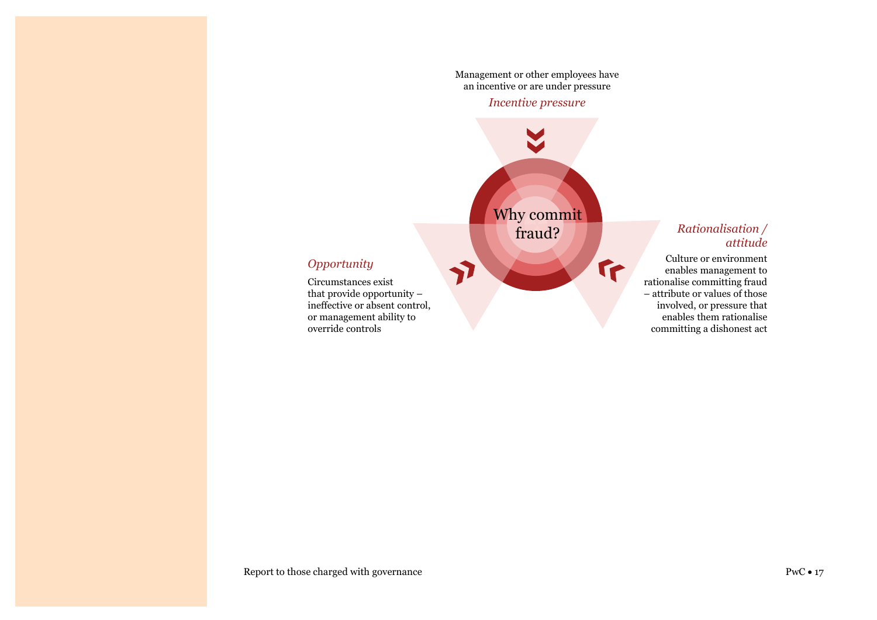Management or other employees have an incentive or are under pressure

*Incentive pressure*

Why commit fraud?

*Opportunity*

Circumstances exist that provide opportunity – ineffective or absent control, or management ability to override controls

*Rationalisation / attitude*

Culture or environment enables management to rationalise committing fraud – attribute or values of those involved, or pressure that enables them rationalise committing a dishonest act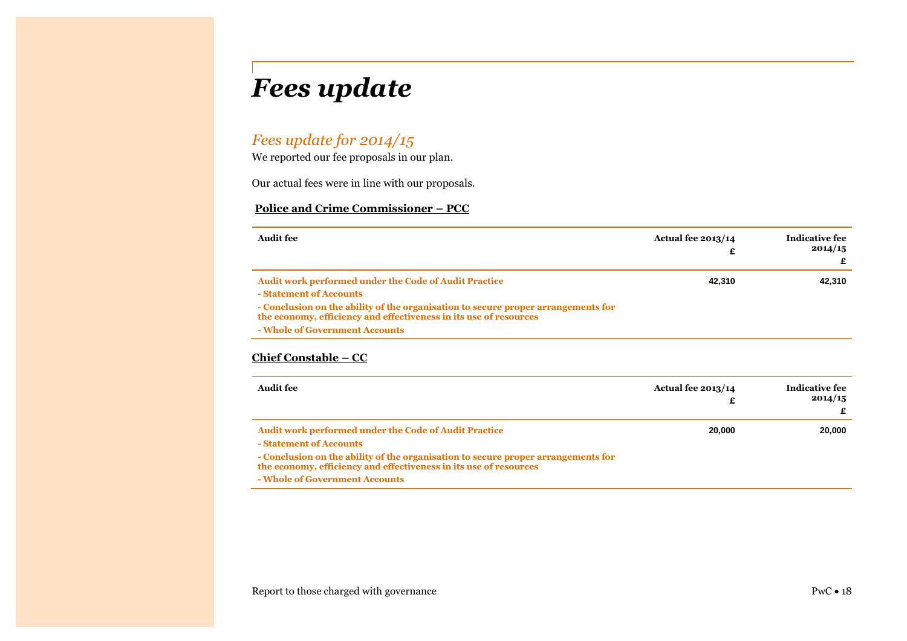# Fees update

## *Fees update for 2014/15*

We reported our fee proposals in our plan.

Our actual fees were in line with our proposals.

**Police and Crime Commissioner – PCC**

| Audit fee | Actual fee 2013/14 £ | Indicative fee 2014/15 £ |
|---|---|---|
| **Audit work performed under the Code of Audit Practice**<br>**- Statement of Accounts**<br>**- Conclusion on the ability of the organisation to secure proper arrangements for the economy, efficiency and effectiveness in its use of resources**<br>**- Whole of Government Accounts** | 42,310 | 42,310 |

**Chief Constable – CC**

| Audit fee | Actual fee 2013/14 £ | Indicative fee 2014/15 £ |
|---|---|---|
| **Audit work performed under the Code of Audit Practice**<br>**- Statement of Accounts**<br>**- Conclusion on the ability of the organisation to secure proper arrangements for the economy, efficiency and effectiveness in its use of resources**<br>**- Whole of Government Accounts** | 20,000 | 20,000 |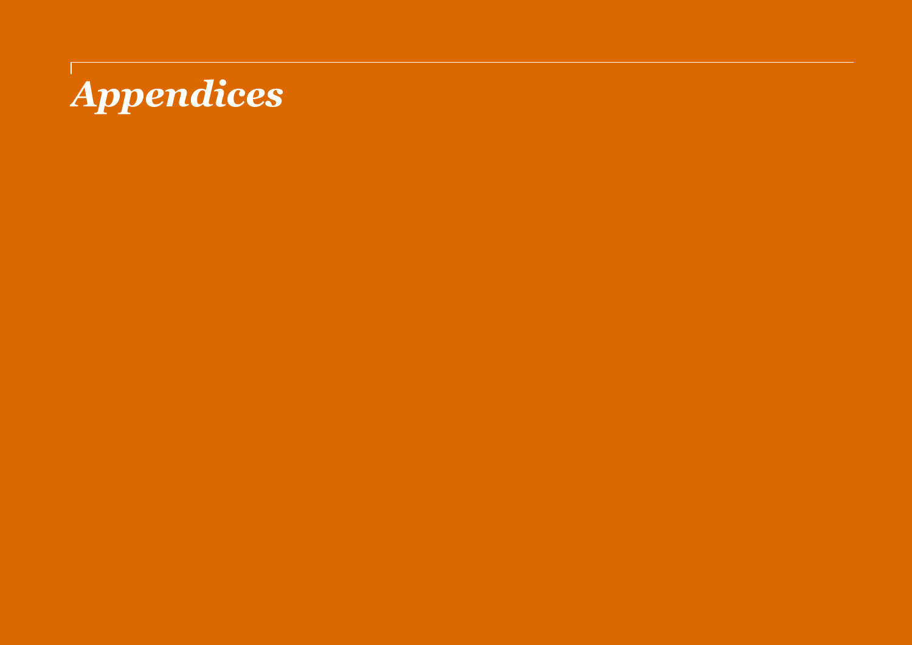# *Appendices*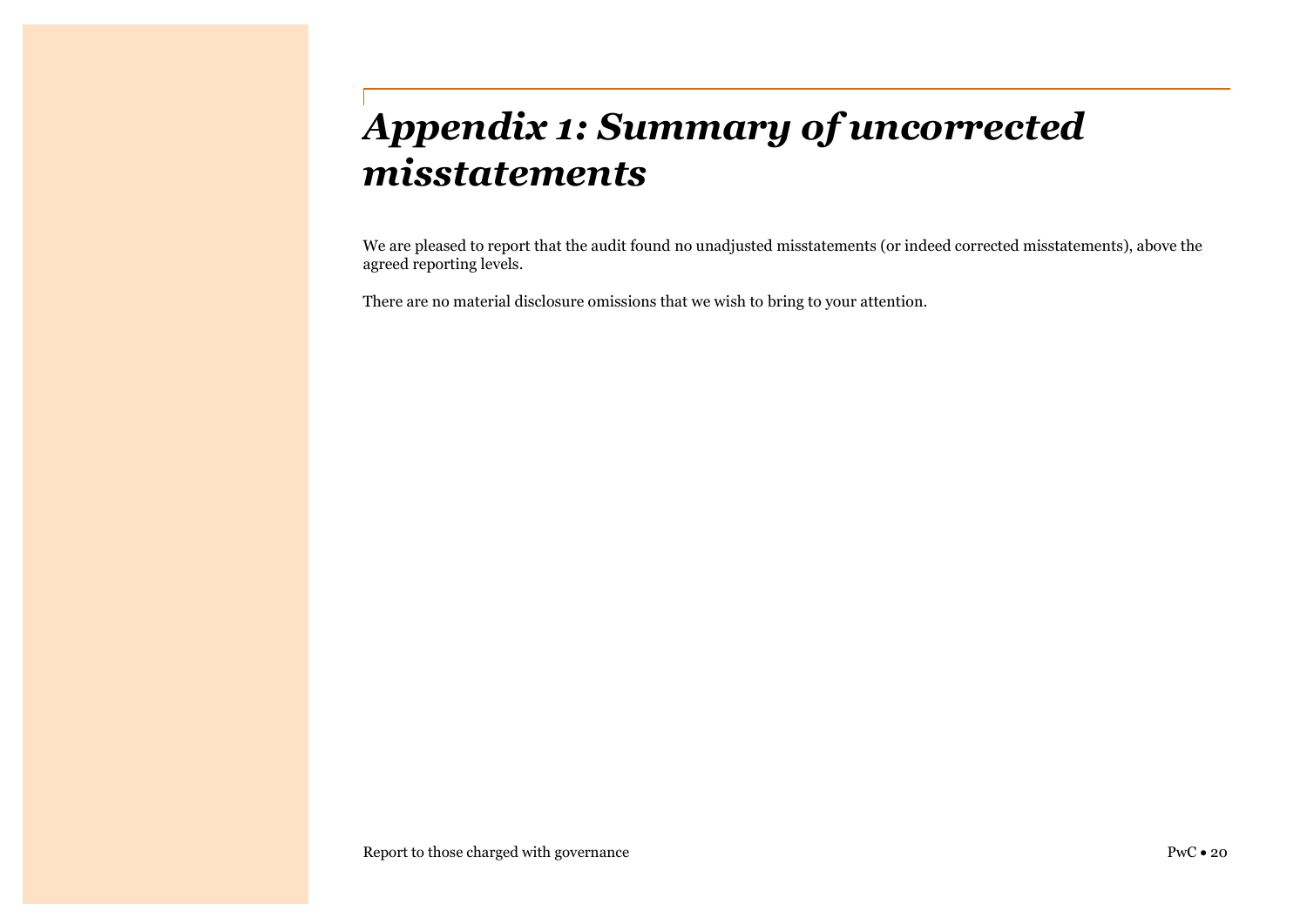# *Appendix 1: Summary of uncorrected misstatements*

We are pleased to report that the audit found no unadjusted misstatements (or indeed corrected misstatements), above the agreed reporting levels.

There are no material disclosure omissions that we wish to bring to your attention.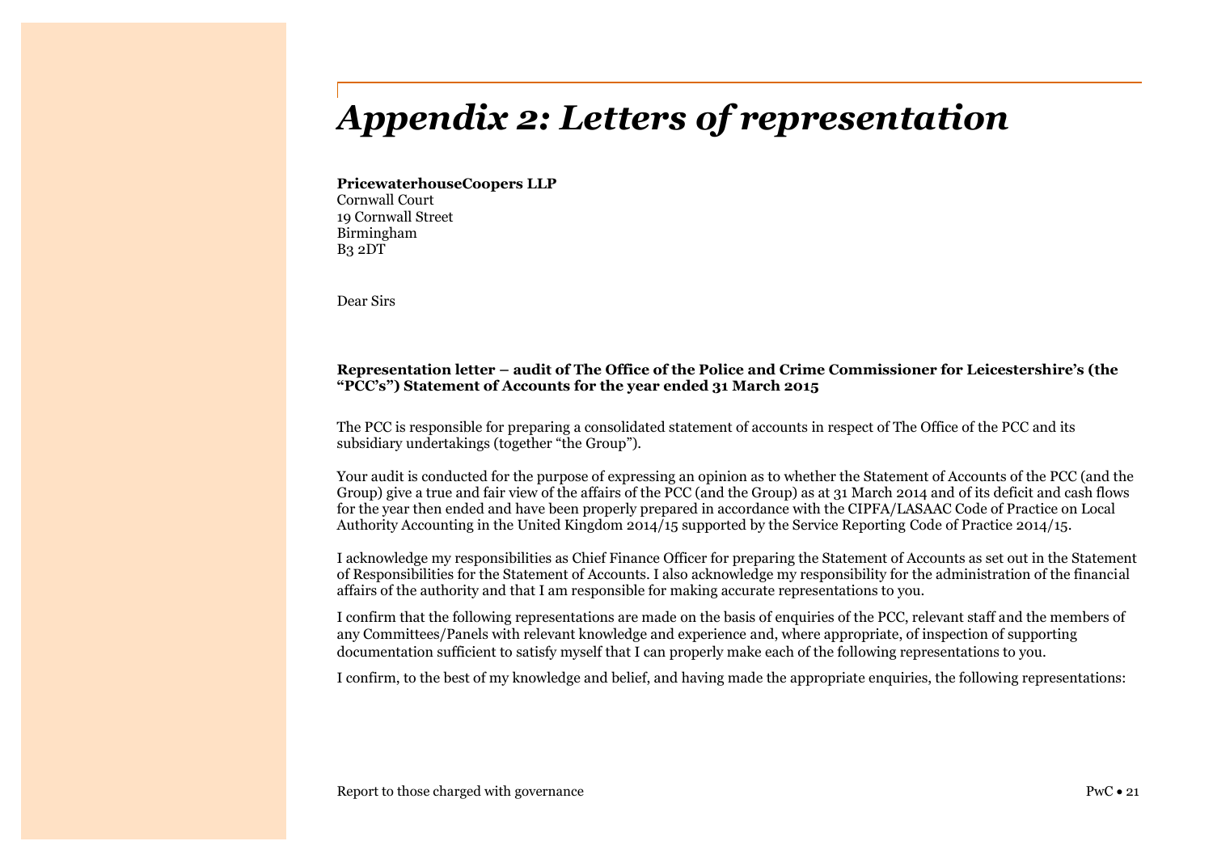# *Appendix 2: Letters of representation*

**PricewaterhouseCoopers LLP**
Cornwall Court
19 Cornwall Street
Birmingham
B3 2DT

Dear Sirs

**Representation letter – audit of The Office of the Police and Crime Commissioner for Leicestershire's (the "PCC's") Statement of Accounts for the year ended 31 March 2015**

The PCC is responsible for preparing a consolidated statement of accounts in respect of The Office of the PCC and its subsidiary undertakings (together "the Group").

Your audit is conducted for the purpose of expressing an opinion as to whether the Statement of Accounts of the PCC (and the Group) give a true and fair view of the affairs of the PCC (and the Group) as at 31 March 2014 and of its deficit and cash flows for the year then ended and have been properly prepared in accordance with the CIPFA/LASAAC Code of Practice on Local Authority Accounting in the United Kingdom 2014/15 supported by the Service Reporting Code of Practice 2014/15.

I acknowledge my responsibilities as Chief Finance Officer for preparing the Statement of Accounts as set out in the Statement of Responsibilities for the Statement of Accounts. I also acknowledge my responsibility for the administration of the financial affairs of the authority and that I am responsible for making accurate representations to you.

I confirm that the following representations are made on the basis of enquiries of the PCC, relevant staff and the members of any Committees/Panels with relevant knowledge and experience and, where appropriate, of inspection of supporting documentation sufficient to satisfy myself that I can properly make each of the following representations to you.

I confirm, to the best of my knowledge and belief, and having made the appropriate enquiries, the following representations: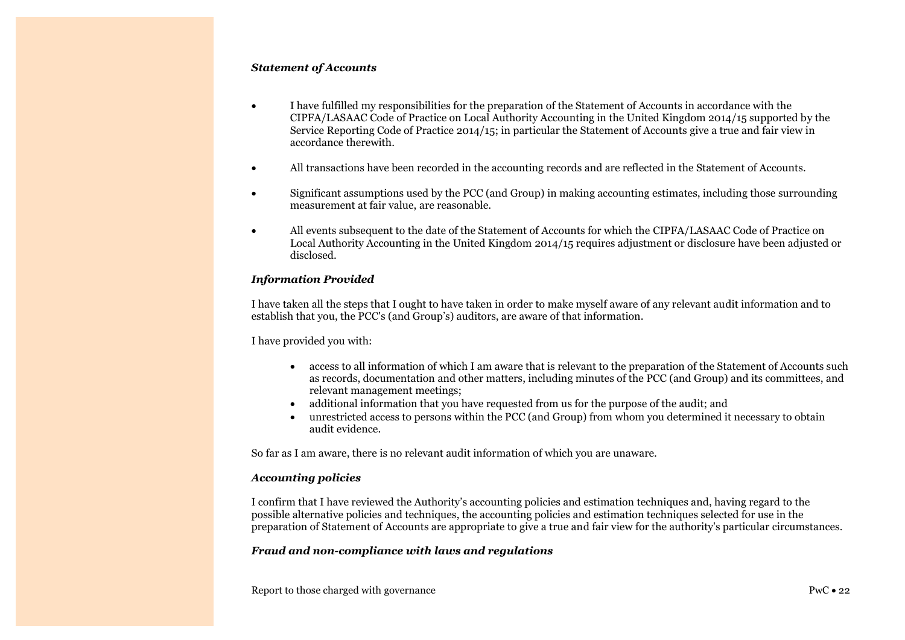***Statement of Accounts***

- I have fulfilled my responsibilities for the preparation of the Statement of Accounts in accordance with the CIPFA/LASAAC Code of Practice on Local Authority Accounting in the United Kingdom 2014/15 supported by the Service Reporting Code of Practice 2014/15; in particular the Statement of Accounts give a true and fair view in accordance therewith.
- All transactions have been recorded in the accounting records and are reflected in the Statement of Accounts.
- Significant assumptions used by the PCC (and Group) in making accounting estimates, including those surrounding measurement at fair value, are reasonable.
- All events subsequent to the date of the Statement of Accounts for which the CIPFA/LASAAC Code of Practice on Local Authority Accounting in the United Kingdom 2014/15 requires adjustment or disclosure have been adjusted or disclosed.

***Information Provided***

I have taken all the steps that I ought to have taken in order to make myself aware of any relevant audit information and to establish that you, the PCC's (and Group's) auditors, are aware of that information.

I have provided you with:

- access to all information of which I am aware that is relevant to the preparation of the Statement of Accounts such as records, documentation and other matters, including minutes of the PCC (and Group) and its committees, and relevant management meetings;
- additional information that you have requested from us for the purpose of the audit; and
- unrestricted access to persons within the PCC (and Group) from whom you determined it necessary to obtain audit evidence.

So far as I am aware, there is no relevant audit information of which you are unaware.

***Accounting policies***

I confirm that I have reviewed the Authority's accounting policies and estimation techniques and, having regard to the possible alternative policies and techniques, the accounting policies and estimation techniques selected for use in the preparation of Statement of Accounts are appropriate to give a true and fair view for the authority's particular circumstances.

***Fraud and non-compliance with laws and regulations***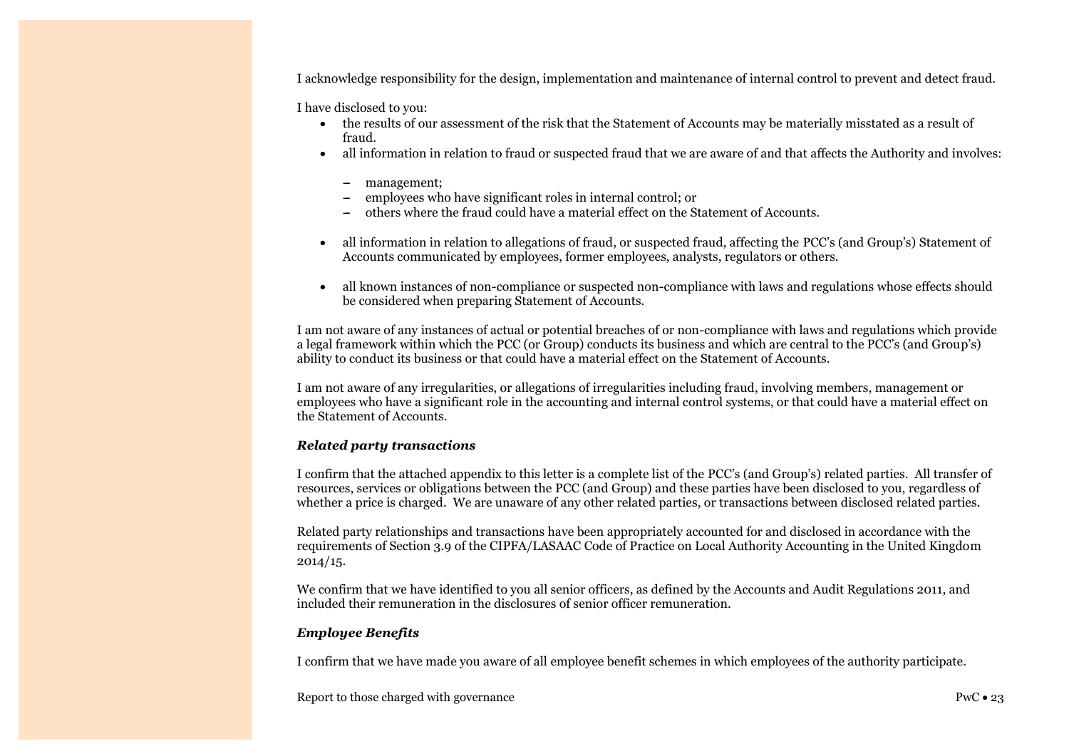I acknowledge responsibility for the design, implementation and maintenance of internal control to prevent and detect fraud.

I have disclosed to you:

- the results of our assessment of the risk that the Statement of Accounts may be materially misstated as a result of fraud.
- all information in relation to fraud or suspected fraud that we are aware of and that affects the Authority and involves:
  - management;
  - employees who have significant roles in internal control; or
  - others where the fraud could have a material effect on the Statement of Accounts.
- all information in relation to allegations of fraud, or suspected fraud, affecting the PCC's (and Group's) Statement of Accounts communicated by employees, former employees, analysts, regulators or others.
- all known instances of non-compliance or suspected non-compliance with laws and regulations whose effects should be considered when preparing Statement of Accounts.

I am not aware of any instances of actual or potential breaches of or non-compliance with laws and regulations which provide a legal framework within which the PCC (or Group) conducts its business and which are central to the PCC's (and Group's) ability to conduct its business or that could have a material effect on the Statement of Accounts.

I am not aware of any irregularities, or allegations of irregularities including fraud, involving members, management or employees who have a significant role in the accounting and internal control systems, or that could have a material effect on the Statement of Accounts.

***Related party transactions***

I confirm that the attached appendix to this letter is a complete list of the PCC's (and Group's) related parties. All transfer of resources, services or obligations between the PCC (and Group) and these parties have been disclosed to you, regardless of whether a price is charged. We are unaware of any other related parties, or transactions between disclosed related parties.

Related party relationships and transactions have been appropriately accounted for and disclosed in accordance with the requirements of Section 3.9 of the CIPFA/LASAAC Code of Practice on Local Authority Accounting in the United Kingdom 2014/15.

We confirm that we have identified to you all senior officers, as defined by the Accounts and Audit Regulations 2011, and included their remuneration in the disclosures of senior officer remuneration.

***Employee Benefits***

I confirm that we have made you aware of all employee benefit schemes in which employees of the authority participate.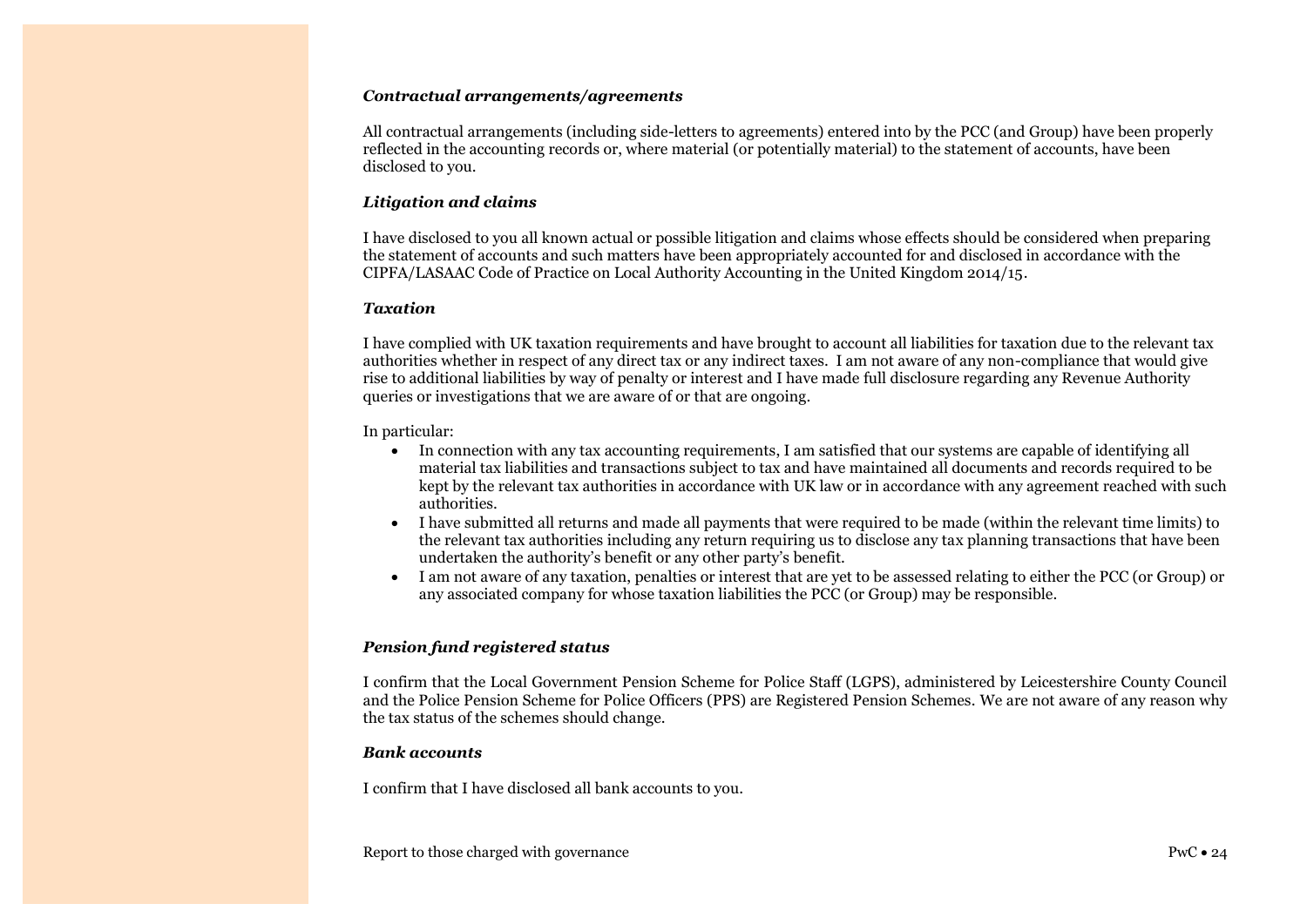***Contractual arrangements/agreements***

All contractual arrangements (including side-letters to agreements) entered into by the PCC (and Group) have been properly reflected in the accounting records or, where material (or potentially material) to the statement of accounts, have been disclosed to you.

***Litigation and claims***

I have disclosed to you all known actual or possible litigation and claims whose effects should be considered when preparing the statement of accounts and such matters have been appropriately accounted for and disclosed in accordance with the CIPFA/LASAAC Code of Practice on Local Authority Accounting in the United Kingdom 2014/15.

***Taxation***

I have complied with UK taxation requirements and have brought to account all liabilities for taxation due to the relevant tax authorities whether in respect of any direct tax or any indirect taxes. I am not aware of any non-compliance that would give rise to additional liabilities by way of penalty or interest and I have made full disclosure regarding any Revenue Authority queries or investigations that we are aware of or that are ongoing.

In particular:

- In connection with any tax accounting requirements, I am satisfied that our systems are capable of identifying all material tax liabilities and transactions subject to tax and have maintained all documents and records required to be kept by the relevant tax authorities in accordance with UK law or in accordance with any agreement reached with such authorities.
- I have submitted all returns and made all payments that were required to be made (within the relevant time limits) to the relevant tax authorities including any return requiring us to disclose any tax planning transactions that have been undertaken the authority's benefit or any other party's benefit.
- I am not aware of any taxation, penalties or interest that are yet to be assessed relating to either the PCC (or Group) or any associated company for whose taxation liabilities the PCC (or Group) may be responsible.

***Pension fund registered status***

I confirm that the Local Government Pension Scheme for Police Staff (LGPS), administered by Leicestershire County Council and the Police Pension Scheme for Police Officers (PPS) are Registered Pension Schemes. We are not aware of any reason why the tax status of the schemes should change.

***Bank accounts***

I confirm that I have disclosed all bank accounts to you.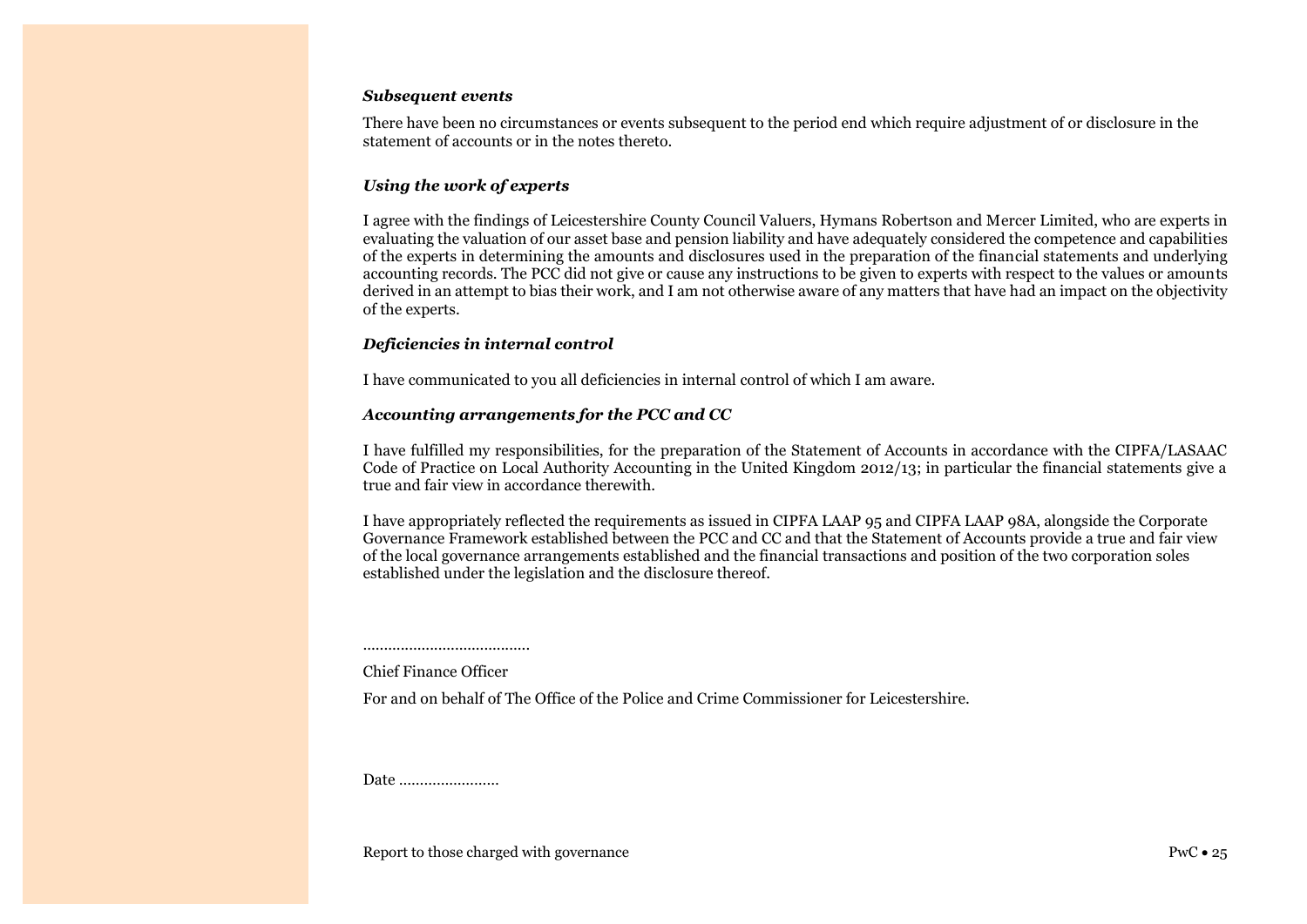### *Subsequent events*

There have been no circumstances or events subsequent to the period end which require adjustment of or disclosure in the statement of accounts or in the notes thereto.

### *Using the work of experts*

I agree with the findings of Leicestershire County Council Valuers, Hymans Robertson and Mercer Limited, who are experts in evaluating the valuation of our asset base and pension liability and have adequately considered the competence and capabilities of the experts in determining the amounts and disclosures used in the preparation of the financial statements and underlying accounting records. The PCC did not give or cause any instructions to be given to experts with respect to the values or amounts derived in an attempt to bias their work, and I am not otherwise aware of any matters that have had an impact on the objectivity of the experts.

### *Deficiencies in internal control*

I have communicated to you all deficiencies in internal control of which I am aware.

### *Accounting arrangements for the PCC and CC*

I have fulfilled my responsibilities, for the preparation of the Statement of Accounts in accordance with the CIPFA/LASAAC Code of Practice on Local Authority Accounting in the United Kingdom 2012/13; in particular the financial statements give a true and fair view in accordance therewith.

I have appropriately reflected the requirements as issued in CIPFA LAAP 95 and CIPFA LAAP 98A, alongside the Corporate Governance Framework established between the PCC and CC and that the Statement of Accounts provide a true and fair view of the local governance arrangements established and the financial transactions and position of the two corporation soles established under the legislation and the disclosure thereof.

.......................................

Chief Finance Officer

For and on behalf of The Office of the Police and Crime Commissioner for Leicestershire.

Date .......................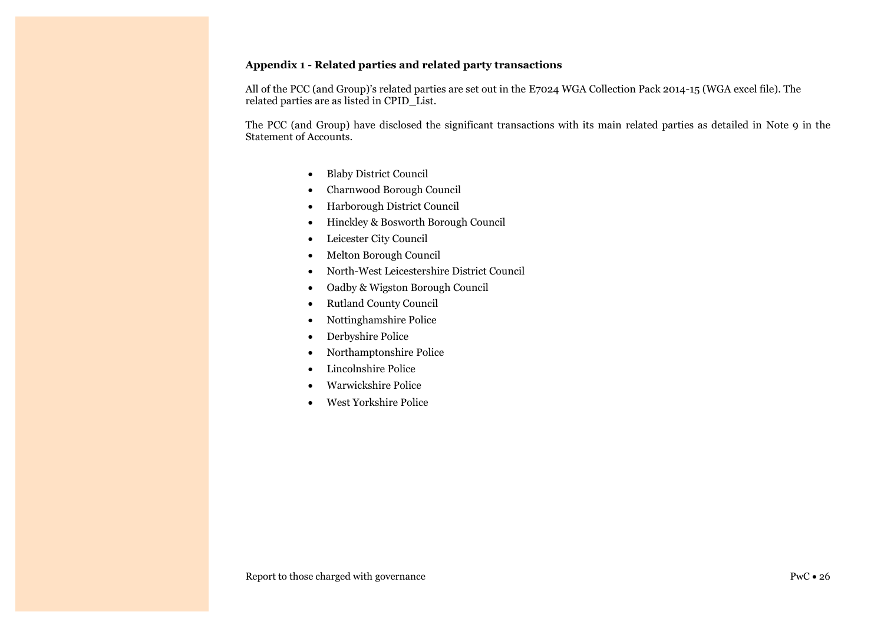**Appendix 1 - Related parties and related party transactions**

All of the PCC (and Group)'s related parties are set out in the E7024 WGA Collection Pack 2014-15 (WGA excel file). The related parties are as listed in CPID_List.

The PCC (and Group) have disclosed the significant transactions with its main related parties as detailed in Note 9 in the Statement of Accounts.

- Blaby District Council
- Charnwood Borough Council
- Harborough District Council
- Hinckley & Bosworth Borough Council
- Leicester City Council
- Melton Borough Council
- North-West Leicestershire District Council
- Oadby & Wigston Borough Council
- Rutland County Council
- Nottinghamshire Police
- Derbyshire Police
- Northamptonshire Police
- Lincolnshire Police
- Warwickshire Police
- West Yorkshire Police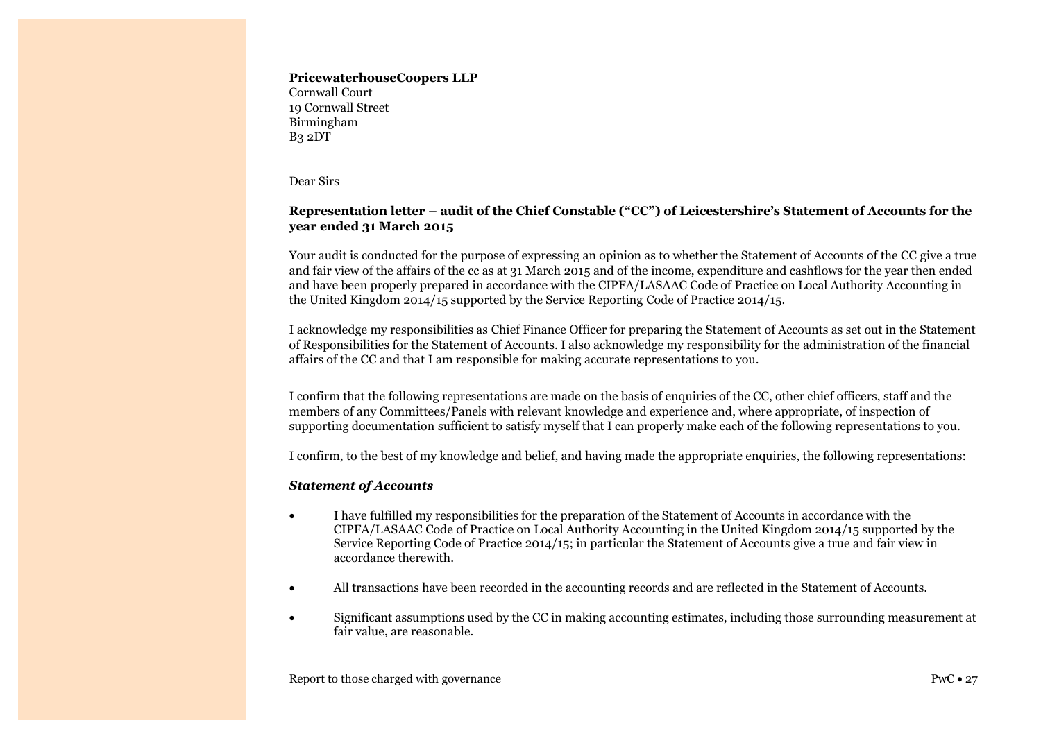**PricewaterhouseCoopers LLP**
Cornwall Court
19 Cornwall Street
Birmingham
B3 2DT

Dear Sirs

**Representation letter – audit of the Chief Constable ("CC") of Leicestershire's Statement of Accounts for the year ended 31 March 2015**

Your audit is conducted for the purpose of expressing an opinion as to whether the Statement of Accounts of the CC give a true and fair view of the affairs of the cc as at 31 March 2015 and of the income, expenditure and cashflows for the year then ended and have been properly prepared in accordance with the CIPFA/LASAAC Code of Practice on Local Authority Accounting in the United Kingdom 2014/15 supported by the Service Reporting Code of Practice 2014/15.

I acknowledge my responsibilities as Chief Finance Officer for preparing the Statement of Accounts as set out in the Statement of Responsibilities for the Statement of Accounts. I also acknowledge my responsibility for the administration of the financial affairs of the CC and that I am responsible for making accurate representations to you.

I confirm that the following representations are made on the basis of enquiries of the CC, other chief officers, staff and the members of any Committees/Panels with relevant knowledge and experience and, where appropriate, of inspection of supporting documentation sufficient to satisfy myself that I can properly make each of the following representations to you.

I confirm, to the best of my knowledge and belief, and having made the appropriate enquiries, the following representations:

***Statement of Accounts***

- I have fulfilled my responsibilities for the preparation of the Statement of Accounts in accordance with the CIPFA/LASAAC Code of Practice on Local Authority Accounting in the United Kingdom 2014/15 supported by the Service Reporting Code of Practice 2014/15; in particular the Statement of Accounts give a true and fair view in accordance therewith.

- All transactions have been recorded in the accounting records and are reflected in the Statement of Accounts.

- Significant assumptions used by the CC in making accounting estimates, including those surrounding measurement at fair value, are reasonable.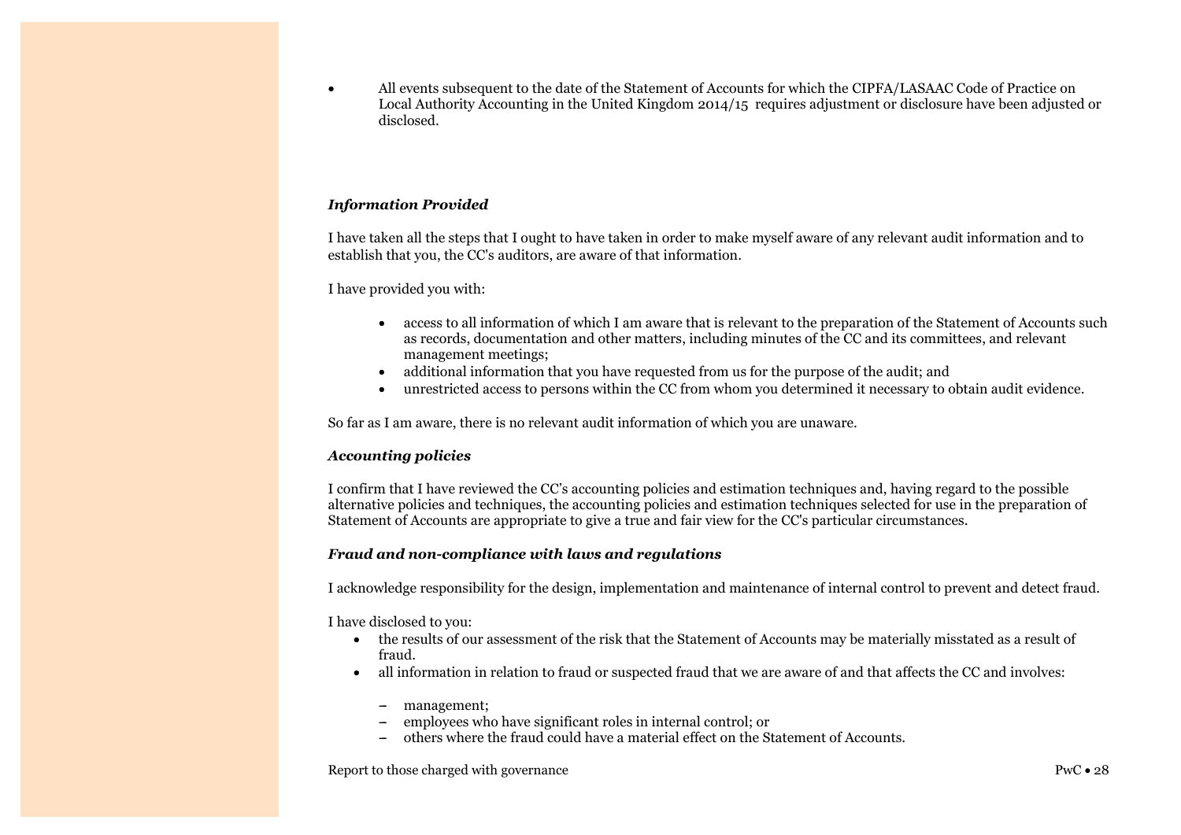- All events subsequent to the date of the Statement of Accounts for which the CIPFA/LASAAC Code of Practice on Local Authority Accounting in the United Kingdom 2014/15 requires adjustment or disclosure have been adjusted or disclosed.

***Information Provided***

I have taken all the steps that I ought to have taken in order to make myself aware of any relevant audit information and to establish that you, the CC's auditors, are aware of that information.

I have provided you with:

- access to all information of which I am aware that is relevant to the preparation of the Statement of Accounts such as records, documentation and other matters, including minutes of the CC and its committees, and relevant management meetings;
- additional information that you have requested from us for the purpose of the audit; and
- unrestricted access to persons within the CC from whom you determined it necessary to obtain audit evidence.

So far as I am aware, there is no relevant audit information of which you are unaware.

***Accounting policies***

I confirm that I have reviewed the CC's accounting policies and estimation techniques and, having regard to the possible alternative policies and techniques, the accounting policies and estimation techniques selected for use in the preparation of Statement of Accounts are appropriate to give a true and fair view for the CC's particular circumstances.

***Fraud and non-compliance with laws and regulations***

I acknowledge responsibility for the design, implementation and maintenance of internal control to prevent and detect fraud.

I have disclosed to you:

- the results of our assessment of the risk that the Statement of Accounts may be materially misstated as a result of fraud.
- all information in relation to fraud or suspected fraud that we are aware of and that affects the CC and involves:
  - management;
  - employees who have significant roles in internal control; or
  - others where the fraud could have a material effect on the Statement of Accounts.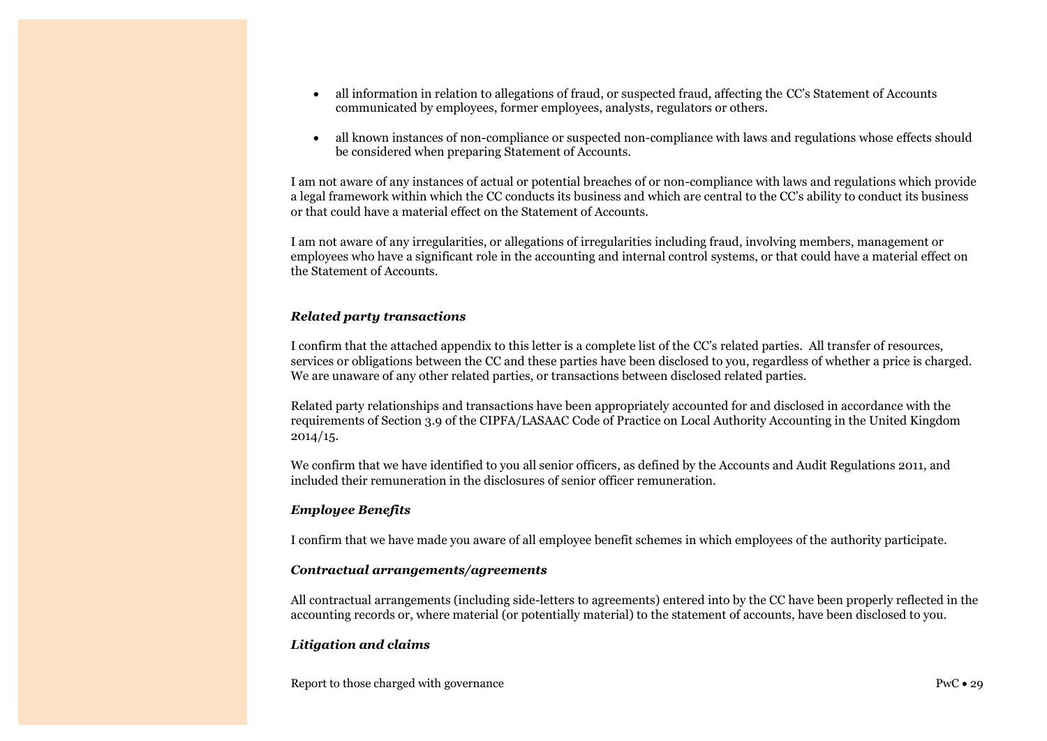- all information in relation to allegations of fraud, or suspected fraud, affecting the CC's Statement of Accounts communicated by employees, former employees, analysts, regulators or others.

- all known instances of non-compliance or suspected non-compliance with laws and regulations whose effects should be considered when preparing Statement of Accounts.

I am not aware of any instances of actual or potential breaches of or non-compliance with laws and regulations which provide a legal framework within which the CC conducts its business and which are central to the CC's ability to conduct its business or that could have a material effect on the Statement of Accounts.

I am not aware of any irregularities, or allegations of irregularities including fraud, involving members, management or employees who have a significant role in the accounting and internal control systems, or that could have a material effect on the Statement of Accounts.

***Related party transactions***

I confirm that the attached appendix to this letter is a complete list of the CC's related parties. All transfer of resources, services or obligations between the CC and these parties have been disclosed to you, regardless of whether a price is charged. We are unaware of any other related parties, or transactions between disclosed related parties.

Related party relationships and transactions have been appropriately accounted for and disclosed in accordance with the requirements of Section 3.9 of the CIPFA/LASAAC Code of Practice on Local Authority Accounting in the United Kingdom 2014/15.

We confirm that we have identified to you all senior officers, as defined by the Accounts and Audit Regulations 2011, and included their remuneration in the disclosures of senior officer remuneration.

***Employee Benefits***

I confirm that we have made you aware of all employee benefit schemes in which employees of the authority participate.

***Contractual arrangements/agreements***

All contractual arrangements (including side-letters to agreements) entered into by the CC have been properly reflected in the accounting records or, where material (or potentially material) to the statement of accounts, have been disclosed to you.

***Litigation and claims***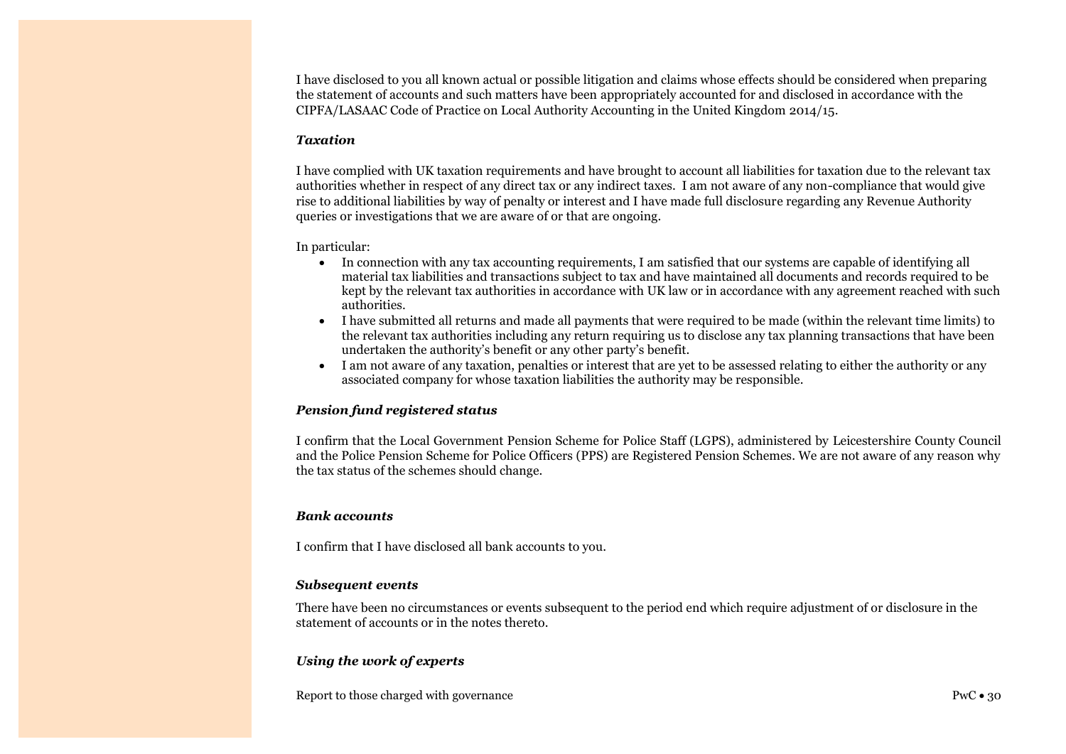I have disclosed to you all known actual or possible litigation and claims whose effects should be considered when preparing the statement of accounts and such matters have been appropriately accounted for and disclosed in accordance with the CIPFA/LASAAC Code of Practice on Local Authority Accounting in the United Kingdom 2014/15.

***Taxation***

I have complied with UK taxation requirements and have brought to account all liabilities for taxation due to the relevant tax authorities whether in respect of any direct tax or any indirect taxes. I am not aware of any non-compliance that would give rise to additional liabilities by way of penalty or interest and I have made full disclosure regarding any Revenue Authority queries or investigations that we are aware of or that are ongoing.

In particular:

- In connection with any tax accounting requirements, I am satisfied that our systems are capable of identifying all material tax liabilities and transactions subject to tax and have maintained all documents and records required to be kept by the relevant tax authorities in accordance with UK law or in accordance with any agreement reached with such authorities.
- I have submitted all returns and made all payments that were required to be made (within the relevant time limits) to the relevant tax authorities including any return requiring us to disclose any tax planning transactions that have been undertaken the authority's benefit or any other party's benefit.
- I am not aware of any taxation, penalties or interest that are yet to be assessed relating to either the authority or any associated company for whose taxation liabilities the authority may be responsible.

***Pension fund registered status***

I confirm that the Local Government Pension Scheme for Police Staff (LGPS), administered by Leicestershire County Council and the Police Pension Scheme for Police Officers (PPS) are Registered Pension Schemes. We are not aware of any reason why the tax status of the schemes should change.

***Bank accounts***

I confirm that I have disclosed all bank accounts to you.

***Subsequent events***

There have been no circumstances or events subsequent to the period end which require adjustment of or disclosure in the statement of accounts or in the notes thereto.

***Using the work of experts***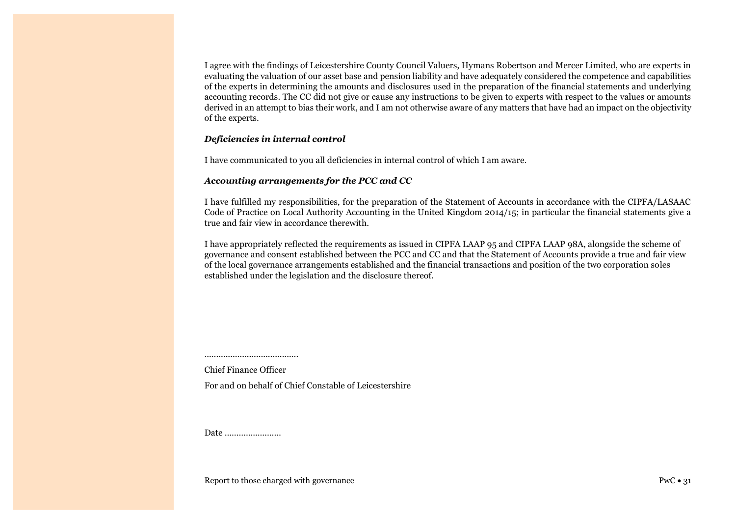I agree with the findings of Leicestershire County Council Valuers, Hymans Robertson and Mercer Limited, who are experts in evaluating the valuation of our asset base and pension liability and have adequately considered the competence and capabilities of the experts in determining the amounts and disclosures used in the preparation of the financial statements and underlying accounting records. The CC did not give or cause any instructions to be given to experts with respect to the values or amounts derived in an attempt to bias their work, and I am not otherwise aware of any matters that have had an impact on the objectivity of the experts.

***Deficiencies in internal control***

I have communicated to you all deficiencies in internal control of which I am aware.

***Accounting arrangements for the PCC and CC***

I have fulfilled my responsibilities, for the preparation of the Statement of Accounts in accordance with the CIPFA/LASAAC Code of Practice on Local Authority Accounting in the United Kingdom 2014/15; in particular the financial statements give a true and fair view in accordance therewith.

I have appropriately reflected the requirements as issued in CIPFA LAAP 95 and CIPFA LAAP 98A, alongside the scheme of governance and consent established between the PCC and CC and that the Statement of Accounts provide a true and fair view of the local governance arrangements established and the financial transactions and position of the two corporation soles established under the legislation and the disclosure thereof.

........................................

Chief Finance Officer

For and on behalf of Chief Constable of Leicestershire

Date ........................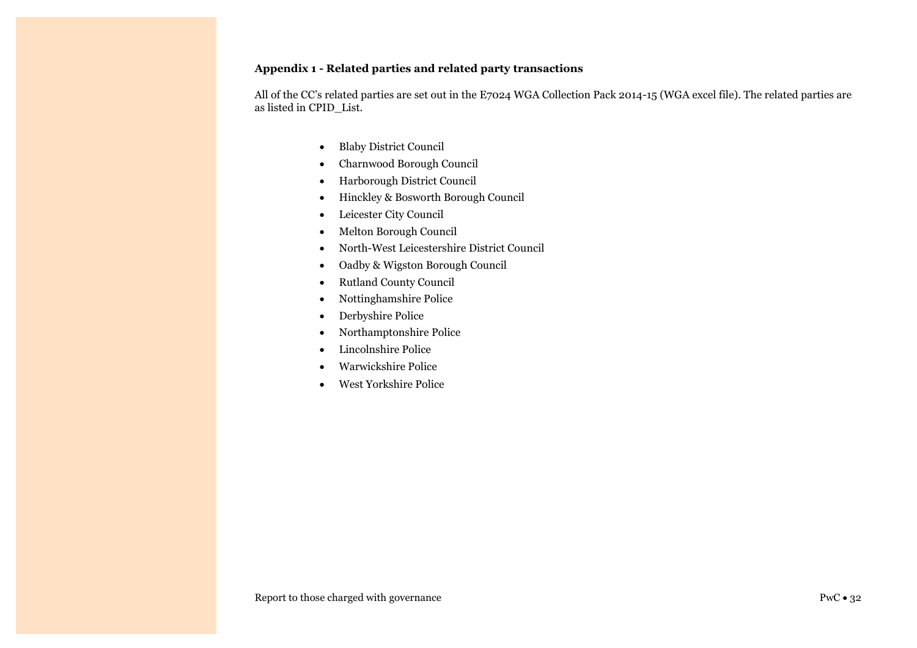**Appendix 1 - Related parties and related party transactions**

All of the CC's related parties are set out in the E7024 WGA Collection Pack 2014-15 (WGA excel file). The related parties are as listed in CPID_List.

- Blaby District Council
- Charnwood Borough Council
- Harborough District Council
- Hinckley & Bosworth Borough Council
- Leicester City Council
- Melton Borough Council
- North-West Leicestershire District Council
- Oadby & Wigston Borough Council
- Rutland County Council
- Nottinghamshire Police
- Derbyshire Police
- Northamptonshire Police
- Lincolnshire Police
- Warwickshire Police
- West Yorkshire Police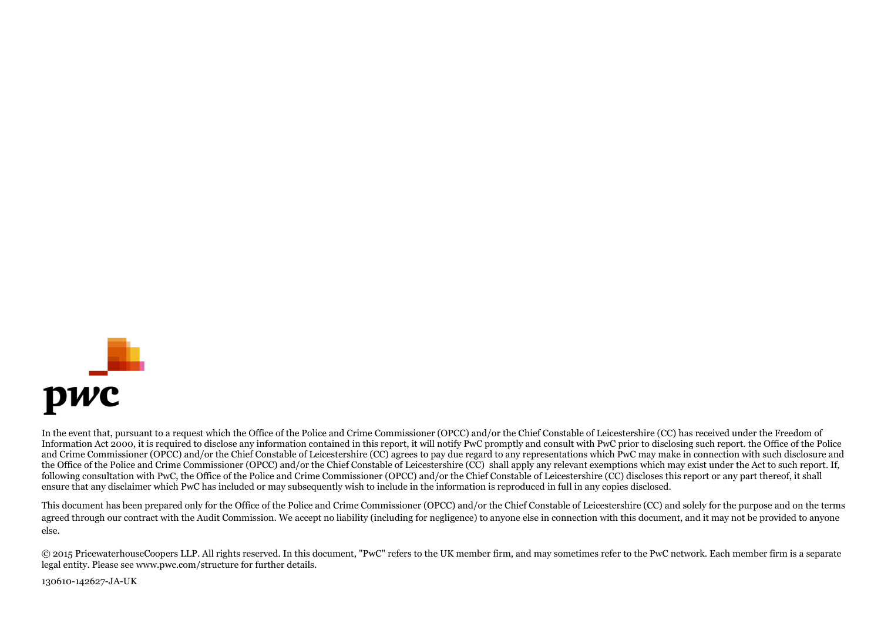In the event that, pursuant to a request which the Office of the Police and Crime Commissioner (OPCC) and/or the Chief Constable of Leicestershire (CC) has received under the Freedom of Information Act 2000, it is required to disclose any information contained in this report, it will notify PwC promptly and consult with PwC prior to disclosing such report. the Office of the Police and Crime Commissioner (OPCC) and/or the Chief Constable of Leicestershire (CC) agrees to pay due regard to any representations which PwC may make in connection with such disclosure and the Office of the Police and Crime Commissioner (OPCC) and/or the Chief Constable of Leicestershire (CC) shall apply any relevant exemptions which may exist under the Act to such report. If, following consultation with PwC, the Office of the Police and Crime Commissioner (OPCC) and/or the Chief Constable of Leicestershire (CC) discloses this report or any part thereof, it shall ensure that any disclaimer which PwC has included or may subsequently wish to include in the information is reproduced in full in any copies disclosed.

This document has been prepared only for the Office of the Police and Crime Commissioner (OPCC) and/or the Chief Constable of Leicestershire (CC) and solely for the purpose and on the terms agreed through our contract with the Audit Commission. We accept no liability (including for negligence) to anyone else in connection with this document, and it may not be provided to anyone else.

© 2015 PricewaterhouseCoopers LLP. All rights reserved. In this document, "PwC" refers to the UK member firm, and may sometimes refer to the PwC network. Each member firm is a separate legal entity. Please see www.pwc.com/structure for further details.

130610-142627-JA-UK